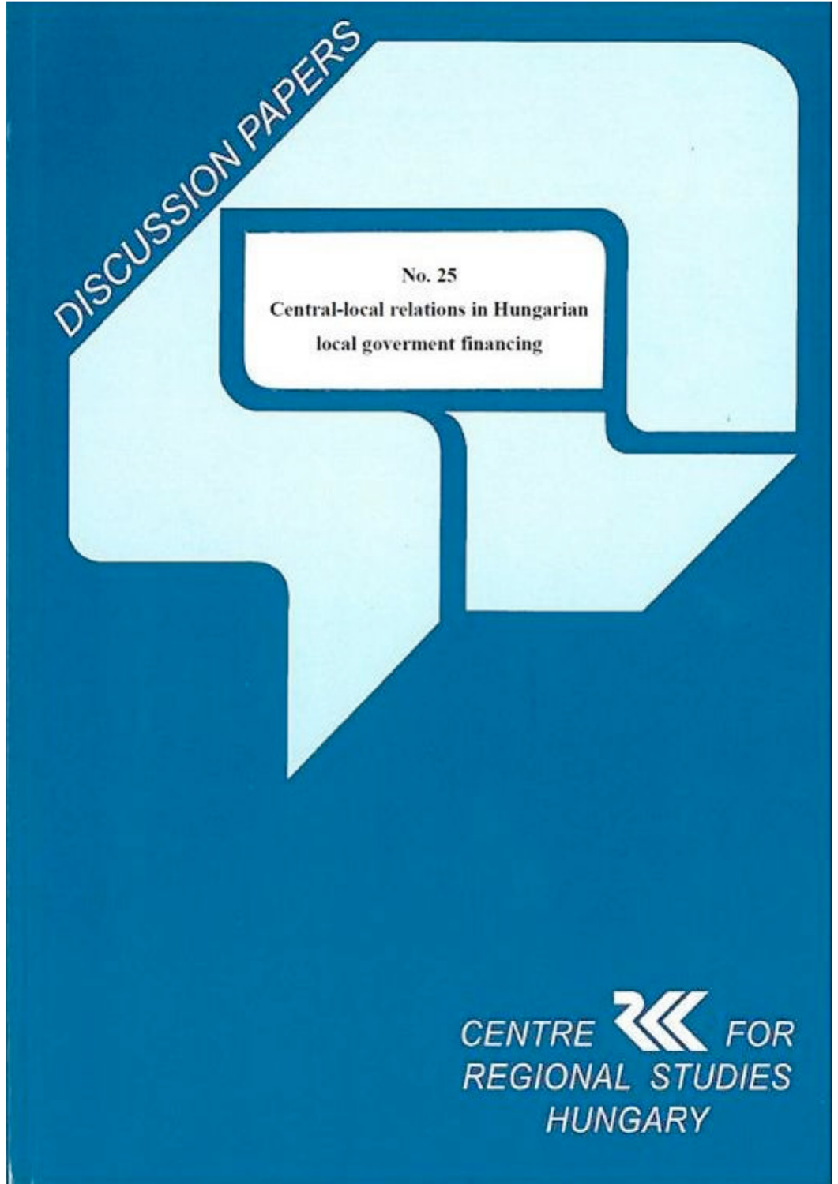DISCUSSION PAPERS

No. 25

# Central-local relations in Hungarian local goverment financing

CENTRE FOR REGIONAL STUDIES HUNGARY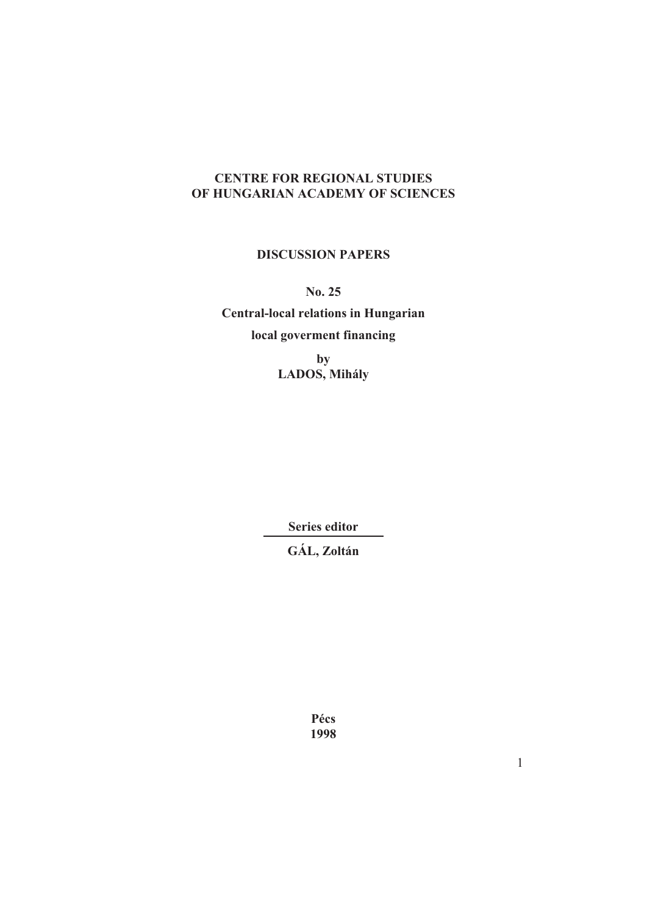**CENTRE FOR REGIONAL STUDIES**
**OF HUNGARIAN ACADEMY OF SCIENCES**

**DISCUSSION PAPERS**

**No. 25**

**Central-local relations in Hungarian**

**local goverment financing**

**by**
**LADOS, Mihály**

**Series editor**

**GÁL, Zoltán**

**Pécs**
**1998**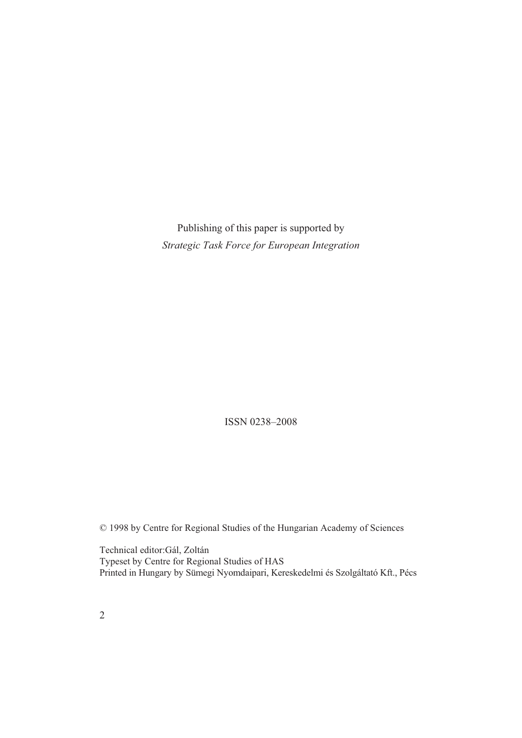Publishing of this paper is supported by
*Strategic Task Force for European Integration*

ISSN 0238–2008

© 1998 by Centre for Regional Studies of the Hungarian Academy of Sciences

Technical editor:Gál, Zoltán
Typeset by Centre for Regional Studies of HAS
Printed in Hungary by Sümegi Nyomdaipari, Kereskedelmi és Szolgáltató Kft., Pécs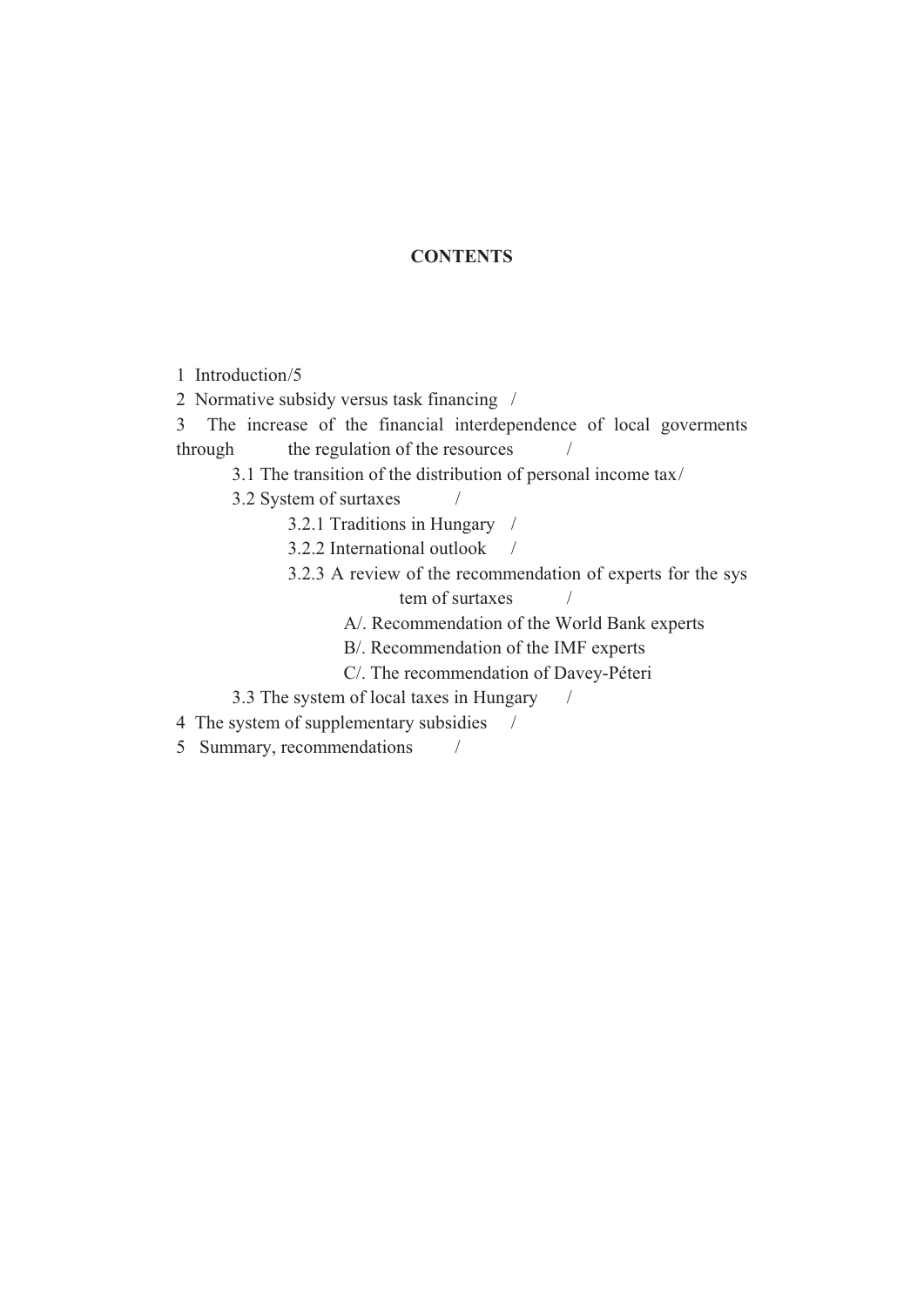## CONTENTS

1 Introduction/5

2 Normative subsidy versus task financing /

3 The increase of the financial interdependence of local goverments through the regulation of the resources /

- 3.1 The transition of the distribution of personal income tax/
- 3.2 System of surtaxes /
  - 3.2.1 Traditions in Hungary /
  - 3.2.2 International outlook /
  - 3.2.3 A review of the recommendation of experts for the sys tem of surtaxes /
    - A/. Recommendation of the World Bank experts
    - B/. Recommendation of the IMF experts
    - C/. The recommendation of Davey-Péteri
- 3.3 The system of local taxes in Hungary /

4 The system of supplementary subsidies /

5 Summary, recommendations /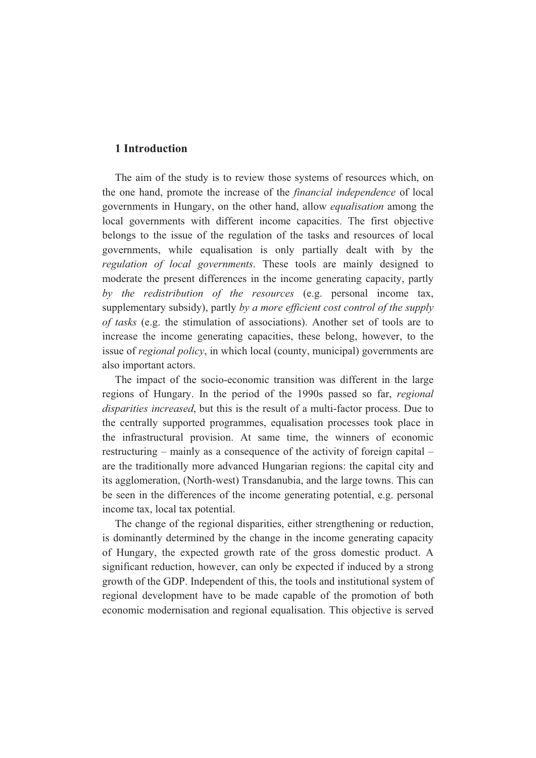# 1 Introduction

The aim of the study is to review those systems of resources which, on the one hand, promote the increase of the *financial independence* of local governments in Hungary, on the other hand, allow *equalisation* among the local governments with different income capacities. The first objective belongs to the issue of the regulation of the tasks and resources of local governments, while equalisation is only partially dealt with by the *regulation of local governments*. These tools are mainly designed to moderate the present differences in the income generating capacity, partly *by the redistribution of the resources* (e.g. personal income tax, supplementary subsidy), partly *by a more efficient cost control of the supply of tasks* (e.g. the stimulation of associations). Another set of tools are to increase the income generating capacities, these belong, however, to the issue of *regional policy*, in which local (county, municipal) governments are also important actors.

The impact of the socio-economic transition was different in the large regions of Hungary. In the period of the 1990s passed so far, *regional disparities increased*, but this is the result of a multi-factor process. Due to the centrally supported programmes, equalisation processes took place in the infrastructural provision. At same time, the winners of economic restructuring – mainly as a consequence of the activity of foreign capital – are the traditionally more advanced Hungarian regions: the capital city and its agglomeration, (North-west) Transdanubia, and the large towns. This can be seen in the differences of the income generating potential, e.g. personal income tax, local tax potential.

The change of the regional disparities, either strengthening or reduction, is dominantly determined by the change in the income generating capacity of Hungary, the expected growth rate of the gross domestic product. A significant reduction, however, can only be expected if induced by a strong growth of the GDP. Independent of this, the tools and institutional system of regional development have to be made capable of the promotion of both economic modernisation and regional equalisation. This objective is served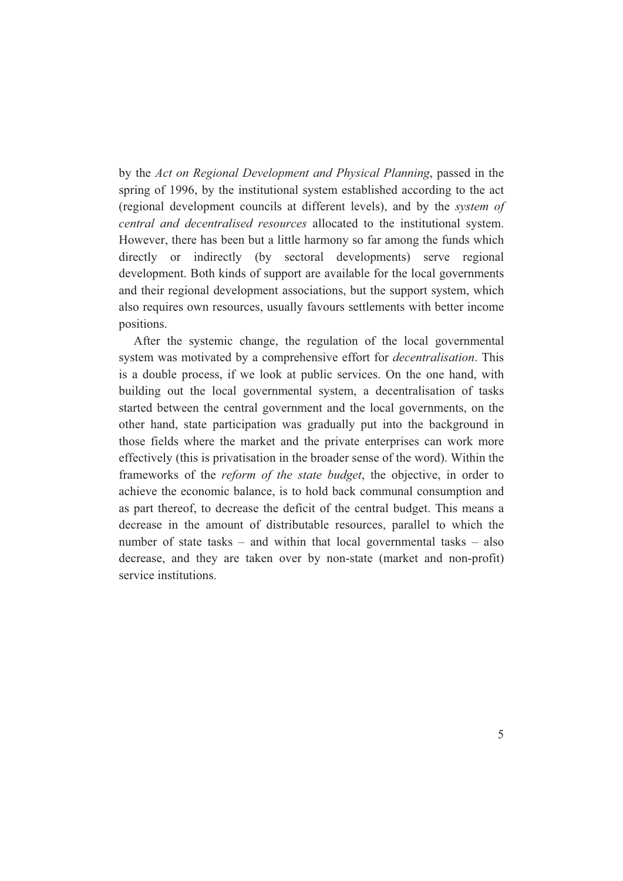by the *Act on Regional Development and Physical Planning*, passed in the spring of 1996, by the institutional system established according to the act (regional development councils at different levels), and by the *system of central and decentralised resources* allocated to the institutional system. However, there has been but a little harmony so far among the funds which directly or indirectly (by sectoral developments) serve regional development. Both kinds of support are available for the local governments and their regional development associations, but the support system, which also requires own resources, usually favours settlements with better income positions.

After the systemic change, the regulation of the local governmental system was motivated by a comprehensive effort for *decentralisation*. This is a double process, if we look at public services. On the one hand, with building out the local governmental system, a decentralisation of tasks started between the central government and the local governments, on the other hand, state participation was gradually put into the background in those fields where the market and the private enterprises can work more effectively (this is privatisation in the broader sense of the word). Within the frameworks of the *reform of the state budget*, the objective, in order to achieve the economic balance, is to hold back communal consumption and as part thereof, to decrease the deficit of the central budget. This means a decrease in the amount of distributable resources, parallel to which the number of state tasks – and within that local governmental tasks – also decrease, and they are taken over by non-state (market and non-profit) service institutions.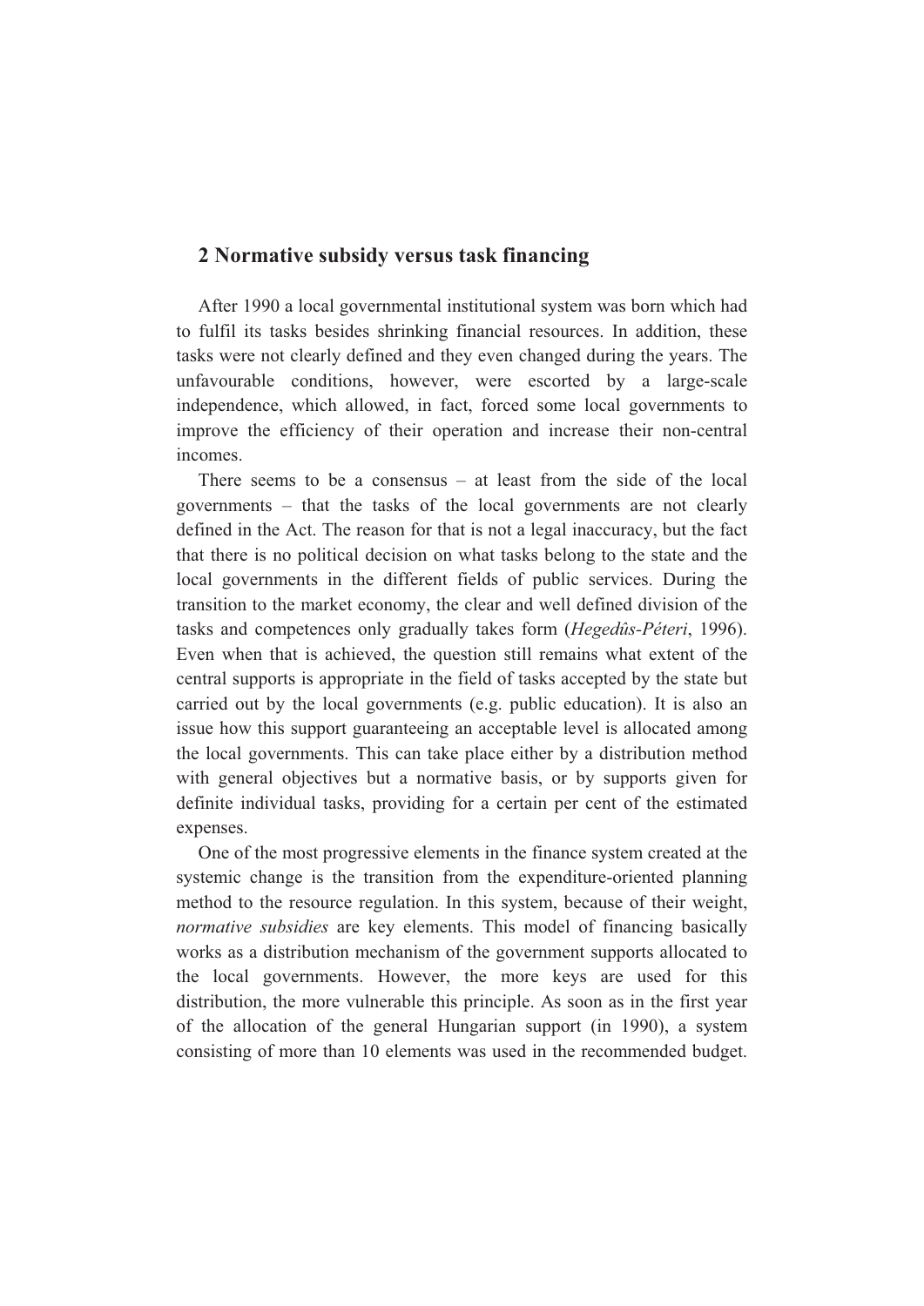## 2 Normative subsidy versus task financing

After 1990 a local governmental institutional system was born which had to fulfil its tasks besides shrinking financial resources. In addition, these tasks were not clearly defined and they even changed during the years. The unfavourable conditions, however, were escorted by a large-scale independence, which allowed, in fact, forced some local governments to improve the efficiency of their operation and increase their non-central incomes.

There seems to be a consensus – at least from the side of the local governments – that the tasks of the local governments are not clearly defined in the Act. The reason for that is not a legal inaccuracy, but the fact that there is no political decision on what tasks belong to the state and the local governments in the different fields of public services. During the transition to the market economy, the clear and well defined division of the tasks and competences only gradually takes form (*Hegedûs-Péteri*, 1996). Even when that is achieved, the question still remains what extent of the central supports is appropriate in the field of tasks accepted by the state but carried out by the local governments (e.g. public education). It is also an issue how this support guaranteeing an acceptable level is allocated among the local governments. This can take place either by a distribution method with general objectives but a normative basis, or by supports given for definite individual tasks, providing for a certain per cent of the estimated expenses.

One of the most progressive elements in the finance system created at the systemic change is the transition from the expenditure-oriented planning method to the resource regulation. In this system, because of their weight, *normative subsidies* are key elements. This model of financing basically works as a distribution mechanism of the government supports allocated to the local governments. However, the more keys are used for this distribution, the more vulnerable this principle. As soon as in the first year of the allocation of the general Hungarian support (in 1990), a system consisting of more than 10 elements was used in the recommended budget.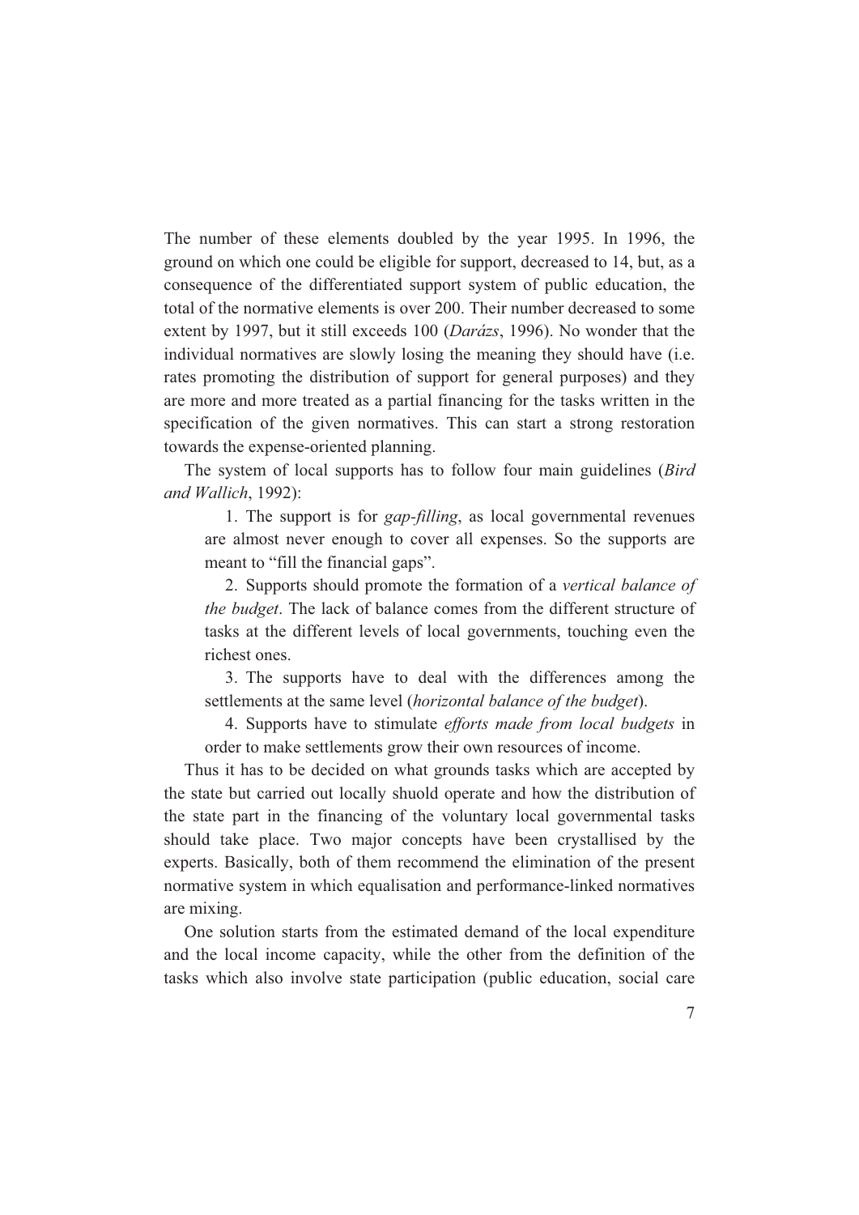The number of these elements doubled by the year 1995. In 1996, the ground on which one could be eligible for support, decreased to 14, but, as a consequence of the differentiated support system of public education, the total of the normative elements is over 200. Their number decreased to some extent by 1997, but it still exceeds 100 (*Darázs*, 1996). No wonder that the individual normatives are slowly losing the meaning they should have (i.e. rates promoting the distribution of support for general purposes) and they are more and more treated as a partial financing for the tasks written in the specification of the given normatives. This can start a strong restoration towards the expense-oriented planning.

The system of local supports has to follow four main guidelines (*Bird and Wallich*, 1992):

1. The support is for *gap-filling*, as local governmental revenues are almost never enough to cover all expenses. So the supports are meant to "fill the financial gaps".

2. Supports should promote the formation of a *vertical balance of the budget*. The lack of balance comes from the different structure of tasks at the different levels of local governments, touching even the richest ones.

3. The supports have to deal with the differences among the settlements at the same level (*horizontal balance of the budget*).

4. Supports have to stimulate *efforts made from local budgets* in order to make settlements grow their own resources of income.

Thus it has to be decided on what grounds tasks which are accepted by the state but carried out locally shuold operate and how the distribution of the state part in the financing of the voluntary local governmental tasks should take place. Two major concepts have been crystallised by the experts. Basically, both of them recommend the elimination of the present normative system in which equalisation and performance-linked normatives are mixing.

One solution starts from the estimated demand of the local expenditure and the local income capacity, while the other from the definition of the tasks which also involve state participation (public education, social care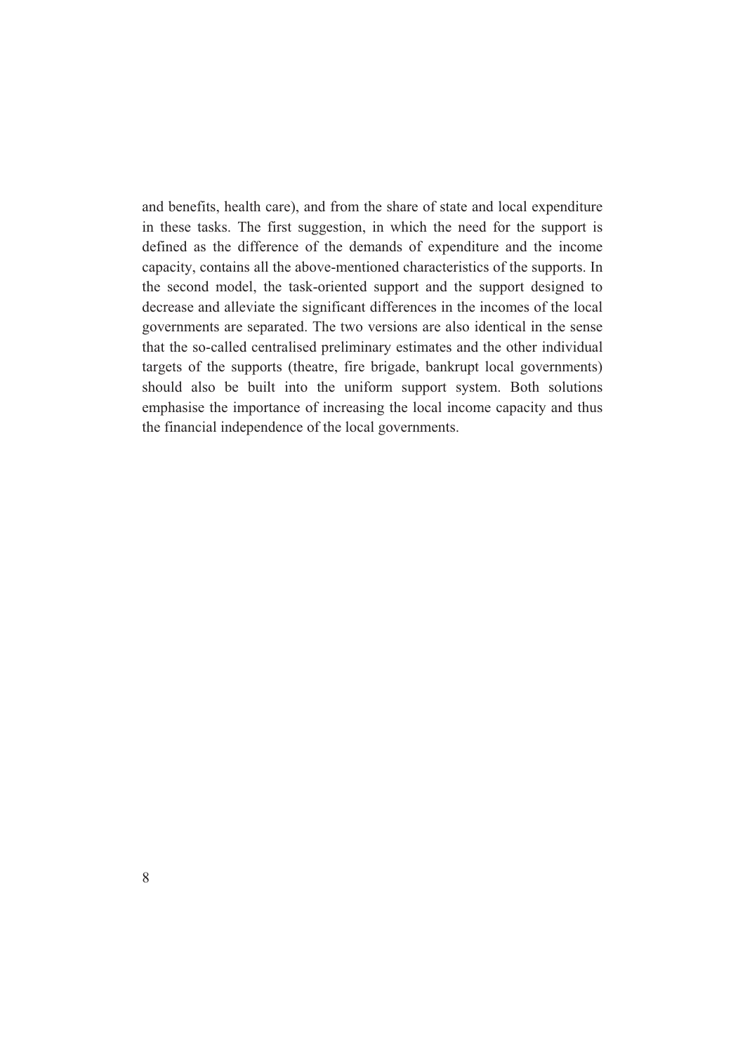and benefits, health care), and from the share of state and local expenditure in these tasks. The first suggestion, in which the need for the support is defined as the difference of the demands of expenditure and the income capacity, contains all the above-mentioned characteristics of the supports. In the second model, the task-oriented support and the support designed to decrease and alleviate the significant differences in the incomes of the local governments are separated. The two versions are also identical in the sense that the so-called centralised preliminary estimates and the other individual targets of the supports (theatre, fire brigade, bankrupt local governments) should also be built into the uniform support system. Both solutions emphasise the importance of increasing the local income capacity and thus the financial independence of the local governments.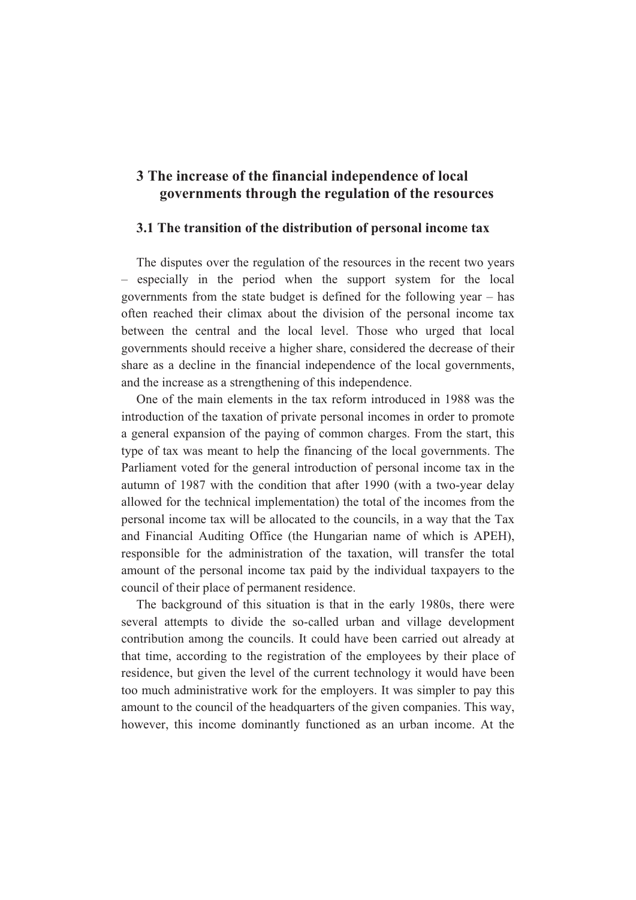# 3 The increase of the financial independence of local governments through the regulation of the resources

## 3.1 The transition of the distribution of personal income tax

The disputes over the regulation of the resources in the recent two years – especially in the period when the support system for the local governments from the state budget is defined for the following year – has often reached their climax about the division of the personal income tax between the central and the local level. Those who urged that local governments should receive a higher share, considered the decrease of their share as a decline in the financial independence of the local governments, and the increase as a strengthening of this independence.

One of the main elements in the tax reform introduced in 1988 was the introduction of the taxation of private personal incomes in order to promote a general expansion of the paying of common charges. From the start, this type of tax was meant to help the financing of the local governments. The Parliament voted for the general introduction of personal income tax in the autumn of 1987 with the condition that after 1990 (with a two-year delay allowed for the technical implementation) the total of the incomes from the personal income tax will be allocated to the councils, in a way that the Tax and Financial Auditing Office (the Hungarian name of which is APEH), responsible for the administration of the taxation, will transfer the total amount of the personal income tax paid by the individual taxpayers to the council of their place of permanent residence.

The background of this situation is that in the early 1980s, there were several attempts to divide the so-called urban and village development contribution among the councils. It could have been carried out already at that time, according to the registration of the employees by their place of residence, but given the level of the current technology it would have been too much administrative work for the employers. It was simpler to pay this amount to the council of the headquarters of the given companies. This way, however, this income dominantly functioned as an urban income. At the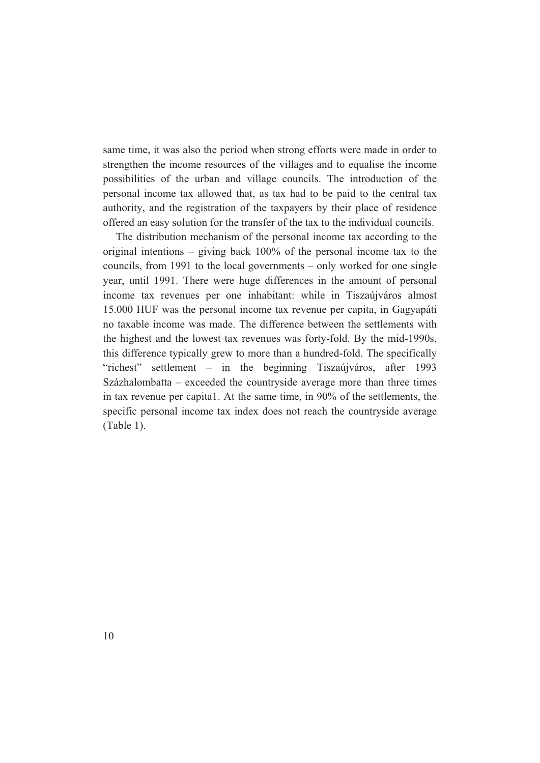same time, it was also the period when strong efforts were made in order to strengthen the income resources of the villages and to equalise the income possibilities of the urban and village councils. The introduction of the personal income tax allowed that, as tax had to be paid to the central tax authority, and the registration of the taxpayers by their place of residence offered an easy solution for the transfer of the tax to the individual councils.

The distribution mechanism of the personal income tax according to the original intentions – giving back 100% of the personal income tax to the councils, from 1991 to the local governments – only worked for one single year, until 1991. There were huge differences in the amount of personal income tax revenues per one inhabitant: while in Tiszaújváros almost 15.000 HUF was the personal income tax revenue per capita, in Gagyapáti no taxable income was made. The difference between the settlements with the highest and the lowest tax revenues was forty-fold. By the mid-1990s, this difference typically grew to more than a hundred-fold. The specifically "richest" settlement – in the beginning Tiszaújváros, after 1993 Százhalombatta – exceeded the countryside average more than three times in tax revenue per capita[1]. At the same time, in 90% of the settlements, the specific personal income tax index does not reach the countryside average (Table 1).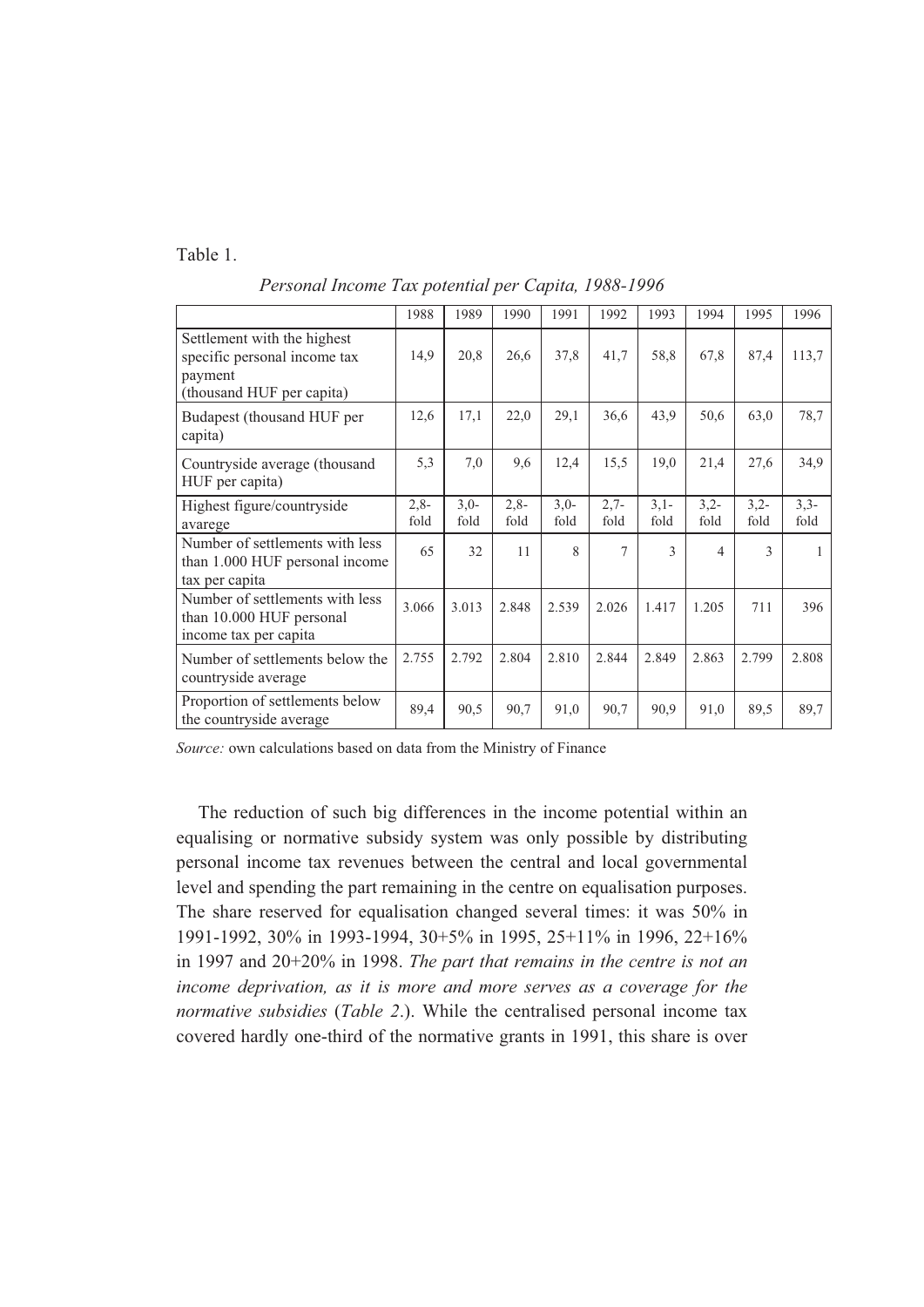Table 1.

*Personal Income Tax potential per Capita, 1988-1996*

| | 1988 | 1989 | 1990 | 1991 | 1992 | 1993 | 1994 | 1995 | 1996 |
|---|---|---|---|---|---|---|---|---|---|
| Settlement with the highest specific personal income tax payment (thousand HUF per capita) | 14,9 | 20,8 | 26,6 | 37,8 | 41,7 | 58,8 | 67,8 | 87,4 | 113,7 |
| Budapest (thousand HUF per capita) | 12,6 | 17,1 | 22,0 | 29,1 | 36,6 | 43,9 | 50,6 | 63,0 | 78,7 |
| Countryside average (thousand HUF per capita) | 5,3 | 7,0 | 9,6 | 12,4 | 15,5 | 19,0 | 21,4 | 27,6 | 34,9 |
| Highest figure/countryside avarege | 2,8-fold | 3,0-fold | 2,8-fold | 3,0-fold | 2,7-fold | 3,1-fold | 3,2-fold | 3,2-fold | 3,3-fold |
| Number of settlements with less than 1.000 HUF personal income tax per capita | 65 | 32 | 11 | 8 | 7 | 3 | 4 | 3 | 1 |
| Number of settlements with less than 10.000 HUF personal income tax per capita | 3.066 | 3.013 | 2.848 | 2.539 | 2.026 | 1.417 | 1.205 | 711 | 396 |
| Number of settlements below the countryside average | 2.755 | 2.792 | 2.804 | 2.810 | 2.844 | 2.849 | 2.863 | 2.799 | 2.808 |
| Proportion of settlements below the countryside average | 89,4 | 90,5 | 90,7 | 91,0 | 90,7 | 90,9 | 91,0 | 89,5 | 89,7 |

*Source:* own calculations based on data from the Ministry of Finance

The reduction of such big differences in the income potential within an equalising or normative subsidy system was only possible by distributing personal income tax revenues between the central and local governmental level and spending the part remaining in the centre on equalisation purposes. The share reserved for equalisation changed several times: it was 50% in 1991-1992, 30% in 1993-1994, 30+5% in 1995, 25+11% in 1996, 22+16% in 1997 and 20+20% in 1998. *The part that remains in the centre is not an income deprivation, as it is more and more serves as a coverage for the normative subsidies* (*Table 2*.). While the centralised personal income tax covered hardly one-third of the normative grants in 1991, this share is over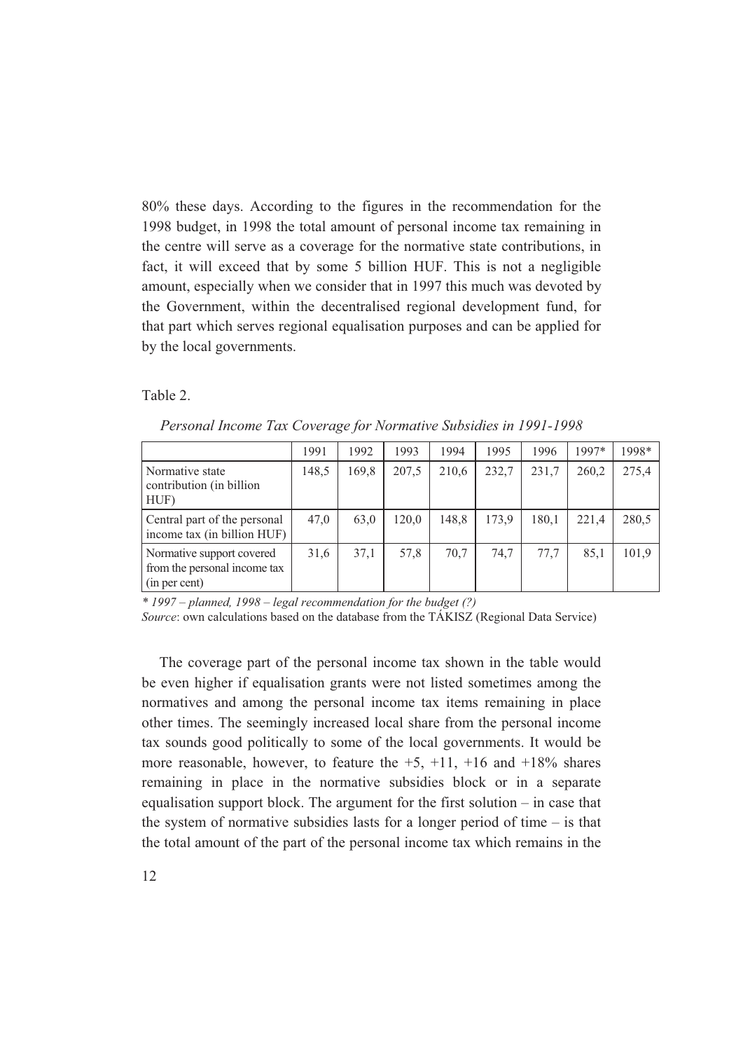80% these days. According to the figures in the recommendation for the 1998 budget, in 1998 the total amount of personal income tax remaining in the centre will serve as a coverage for the normative state contributions, in fact, it will exceed that by some 5 billion HUF. This is not a negligible amount, especially when we consider that in 1997 this much was devoted by the Government, within the decentralised regional development fund, for that part which serves regional equalisation purposes and can be applied for by the local governments.

Table 2.

*Personal Income Tax Coverage for Normative Subsidies in 1991-1998*

| | 1991 | 1992 | 1993 | 1994 | 1995 | 1996 | 1997* | 1998* |
|---|---|---|---|---|---|---|---|---|
| Normative state contribution (in billion HUF) | 148,5 | 169,8 | 207,5 | 210,6 | 232,7 | 231,7 | 260,2 | 275,4 |
| Central part of the personal income tax (in billion HUF) | 47,0 | 63,0 | 120,0 | 148,8 | 173,9 | 180,1 | 221,4 | 280,5 |
| Normative support covered from the personal income tax (in per cent) | 31,6 | 37,1 | 57,8 | 70,7 | 74,7 | 77,7 | 85,1 | 101,9 |

*\* 1997 – planned, 1998 – legal recommendation for the budget (?)*
*Source*: own calculations based on the database from the TÁKISZ (Regional Data Service)

The coverage part of the personal income tax shown in the table would be even higher if equalisation grants were not listed sometimes among the normatives and among the personal income tax items remaining in place other times. The seemingly increased local share from the personal income tax sounds good politically to some of the local governments. It would be more reasonable, however, to feature the +5, +11, +16 and +18% shares remaining in place in the normative subsidies block or in a separate equalisation support block. The argument for the first solution – in case that the system of normative subsidies lasts for a longer period of time – is that the total amount of the part of the personal income tax which remains in the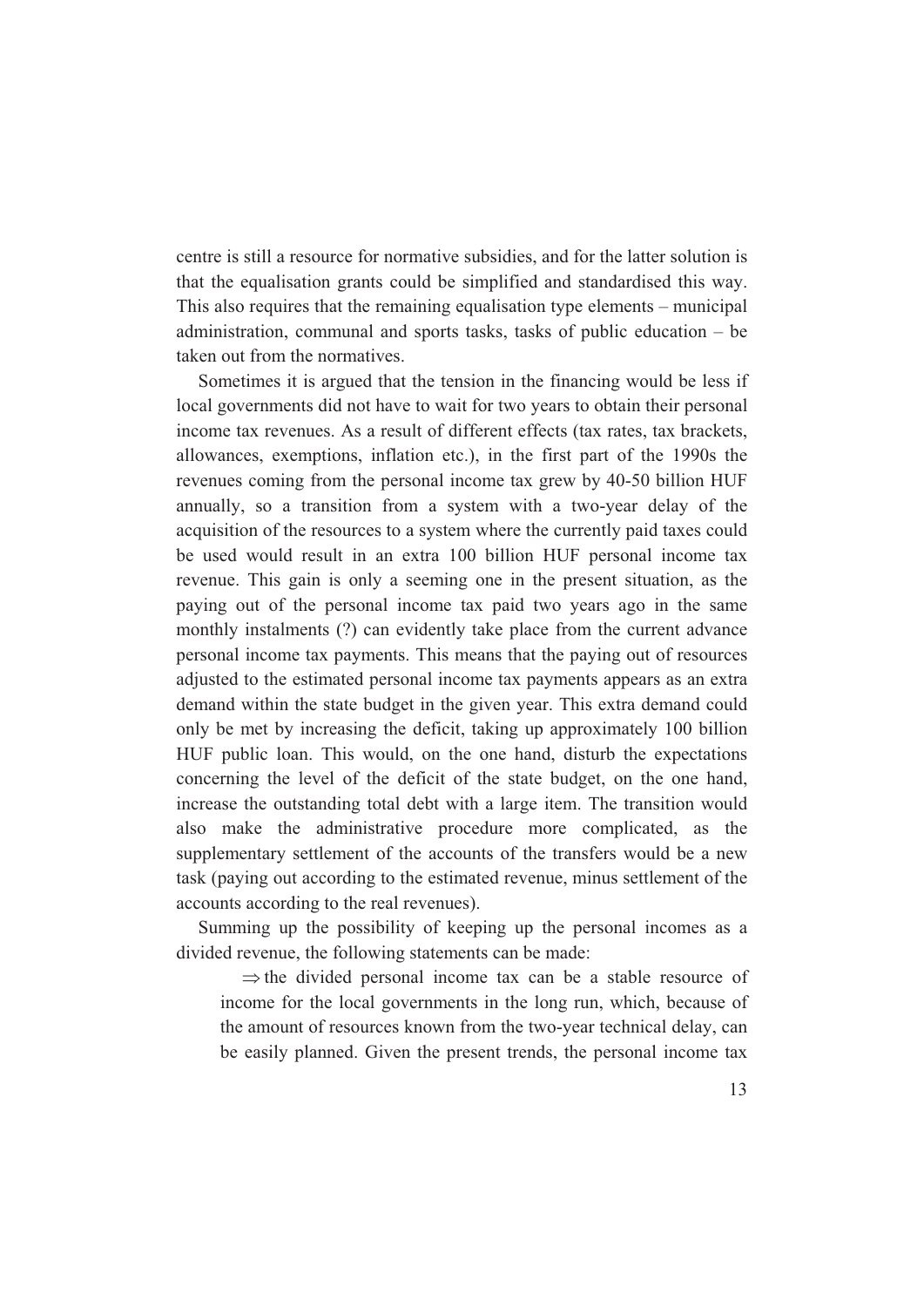centre is still a resource for normative subsidies, and for the latter solution is that the equalisation grants could be simplified and standardised this way. This also requires that the remaining equalisation type elements – municipal administration, communal and sports tasks, tasks of public education – be taken out from the normatives.

Sometimes it is argued that the tension in the financing would be less if local governments did not have to wait for two years to obtain their personal income tax revenues. As a result of different effects (tax rates, tax brackets, allowances, exemptions, inflation etc.), in the first part of the 1990s the revenues coming from the personal income tax grew by 40-50 billion HUF annually, so a transition from a system with a two-year delay of the acquisition of the resources to a system where the currently paid taxes could be used would result in an extra 100 billion HUF personal income tax revenue. This gain is only a seeming one in the present situation, as the paying out of the personal income tax paid two years ago in the same monthly instalments (?) can evidently take place from the current advance personal income tax payments. This means that the paying out of resources adjusted to the estimated personal income tax payments appears as an extra demand within the state budget in the given year. This extra demand could only be met by increasing the deficit, taking up approximately 100 billion HUF public loan. This would, on the one hand, disturb the expectations concerning the level of the deficit of the state budget, on the one hand, increase the outstanding total debt with a large item. The transition would also make the administrative procedure more complicated, as the supplementary settlement of the accounts of the transfers would be a new task (paying out according to the estimated revenue, minus settlement of the accounts according to the real revenues).

Summing up the possibility of keeping up the personal incomes as a divided revenue, the following statements can be made:

⇒ the divided personal income tax can be a stable resource of income for the local governments in the long run, which, because of the amount of resources known from the two-year technical delay, can be easily planned. Given the present trends, the personal income tax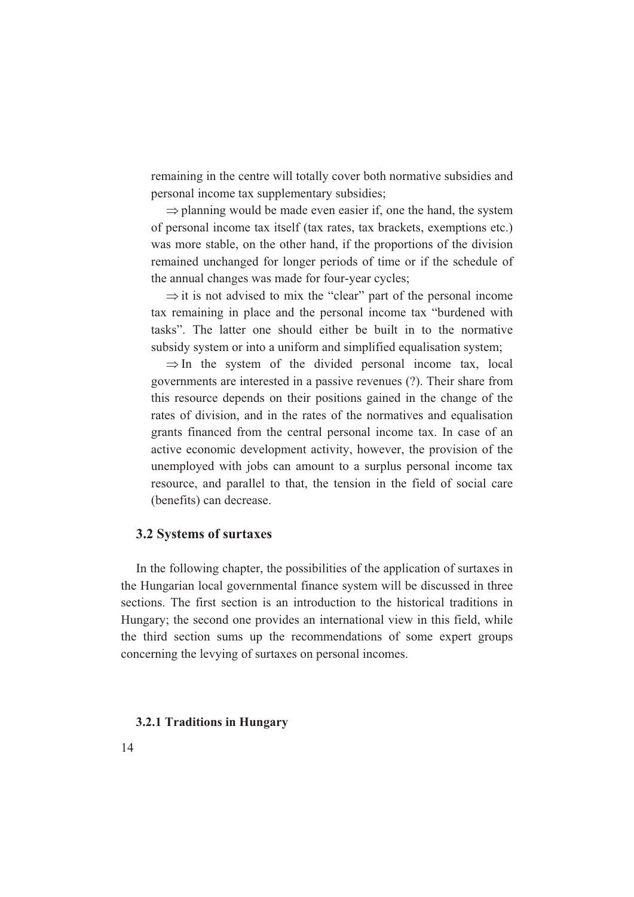remaining in the centre will totally cover both normative subsidies and personal income tax supplementary subsidies;

⇒ planning would be made even easier if, one the hand, the system of personal income tax itself (tax rates, tax brackets, exemptions etc.) was more stable, on the other hand, if the proportions of the division remained unchanged for longer periods of time or if the schedule of the annual changes was made for four-year cycles;

⇒ it is not advised to mix the "clear" part of the personal income tax remaining in place and the personal income tax "burdened with tasks". The latter one should either be built in to the normative subsidy system or into a uniform and simplified equalisation system;

⇒ In the system of the divided personal income tax, local governments are interested in a passive revenues (?). Their share from this resource depends on their positions gained in the change of the rates of division, and in the rates of the normatives and equalisation grants financed from the central personal income tax. In case of an active economic development activity, however, the provision of the unemployed with jobs can amount to a surplus personal income tax resource, and parallel to that, the tension in the field of social care (benefits) can decrease.

### 3.2 Systems of surtaxes

In the following chapter, the possibilities of the application of surtaxes in the Hungarian local governmental finance system will be discussed in three sections. The first section is an introduction to the historical traditions in Hungary; the second one provides an international view in this field, while the third section sums up the recommendations of some expert groups concerning the levying of surtaxes on personal incomes.

#### 3.2.1 Traditions in Hungary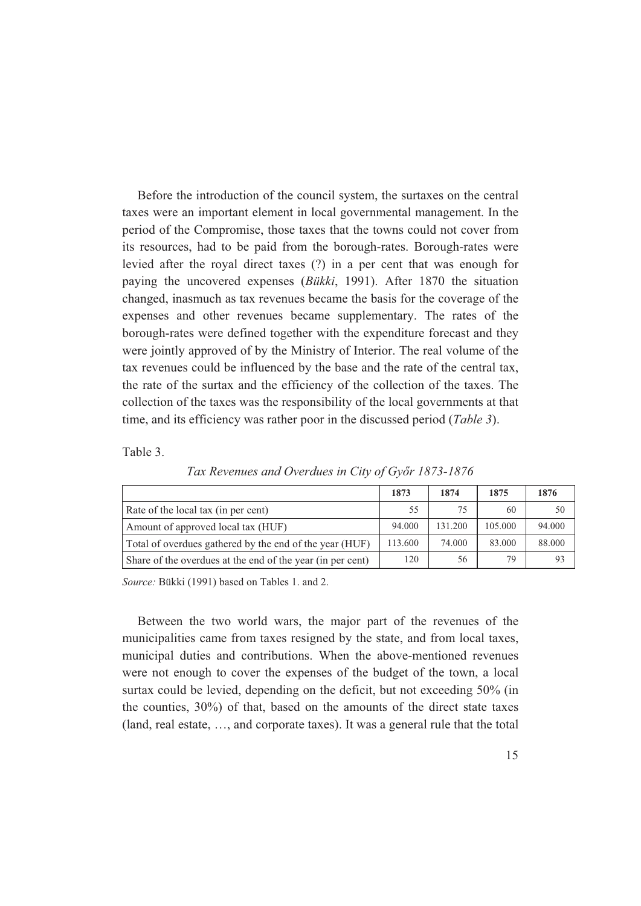Before the introduction of the council system, the surtaxes on the central taxes were an important element in local governmental management. In the period of the Compromise, those taxes that the towns could not cover from its resources, had to be paid from the borough-rates. Borough-rates were levied after the royal direct taxes (?) in a per cent that was enough for paying the uncovered expenses (*Bükki*, 1991). After 1870 the situation changed, inasmuch as tax revenues became the basis for the coverage of the expenses and other revenues became supplementary. The rates of the borough-rates were defined together with the expenditure forecast and they were jointly approved of by the Ministry of Interior. The real volume of the tax revenues could be influenced by the base and the rate of the central tax, the rate of the surtax and the efficiency of the collection of the taxes. The collection of the taxes was the responsibility of the local governments at that time, and its efficiency was rather poor in the discussed period (*Table 3*).

Table 3.

*Tax Revenues and Overdues in City of Győr 1873-1876*

| | 1873 | 1874 | 1875 | 1876 |
|---|---|---|---|---|
| Rate of the local tax (in per cent) | 55 | 75 | 60 | 50 |
| Amount of approved local tax (HUF) | 94.000 | 131.200 | 105.000 | 94.000 |
| Total of overdues gathered by the end of the year (HUF) | 113.600 | 74.000 | 83.000 | 88.000 |
| Share of the overdues at the end of the year (in per cent) | 120 | 56 | 79 | 93 |

*Source:* Bükki (1991) based on Tables 1. and 2.

Between the two world wars, the major part of the revenues of the municipalities came from taxes resigned by the state, and from local taxes, municipal duties and contributions. When the above-mentioned revenues were not enough to cover the expenses of the budget of the town, a local surtax could be levied, depending on the deficit, but not exceeding 50% (in the counties, 30%) of that, based on the amounts of the direct state taxes (land, real estate, …, and corporate taxes). It was a general rule that the total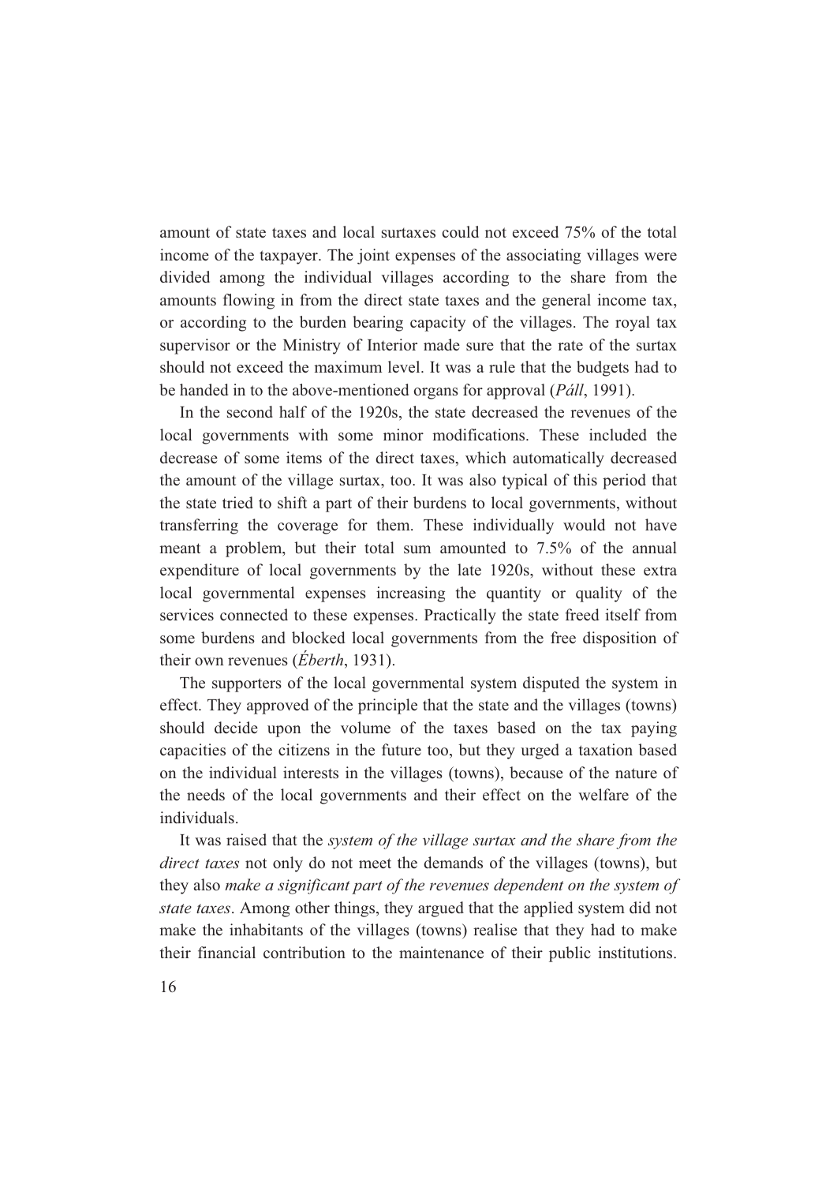amount of state taxes and local surtaxes could not exceed 75% of the total income of the taxpayer. The joint expenses of the associating villages were divided among the individual villages according to the share from the amounts flowing in from the direct state taxes and the general income tax, or according to the burden bearing capacity of the villages. The royal tax supervisor or the Ministry of Interior made sure that the rate of the surtax should not exceed the maximum level. It was a rule that the budgets had to be handed in to the above-mentioned organs for approval (*Páll*, 1991).

In the second half of the 1920s, the state decreased the revenues of the local governments with some minor modifications. These included the decrease of some items of the direct taxes, which automatically decreased the amount of the village surtax, too. It was also typical of this period that the state tried to shift a part of their burdens to local governments, without transferring the coverage for them. These individually would not have meant a problem, but their total sum amounted to 7.5% of the annual expenditure of local governments by the late 1920s, without these extra local governmental expenses increasing the quantity or quality of the services connected to these expenses. Practically the state freed itself from some burdens and blocked local governments from the free disposition of their own revenues (*Éberth*, 1931).

The supporters of the local governmental system disputed the system in effect. They approved of the principle that the state and the villages (towns) should decide upon the volume of the taxes based on the tax paying capacities of the citizens in the future too, but they urged a taxation based on the individual interests in the villages (towns), because of the nature of the needs of the local governments and their effect on the welfare of the individuals.

It was raised that the *system of the village surtax and the share from the direct taxes* not only do not meet the demands of the villages (towns), but they also *make a significant part of the revenues dependent on the system of state taxes*. Among other things, they argued that the applied system did not make the inhabitants of the villages (towns) realise that they had to make their financial contribution to the maintenance of their public institutions.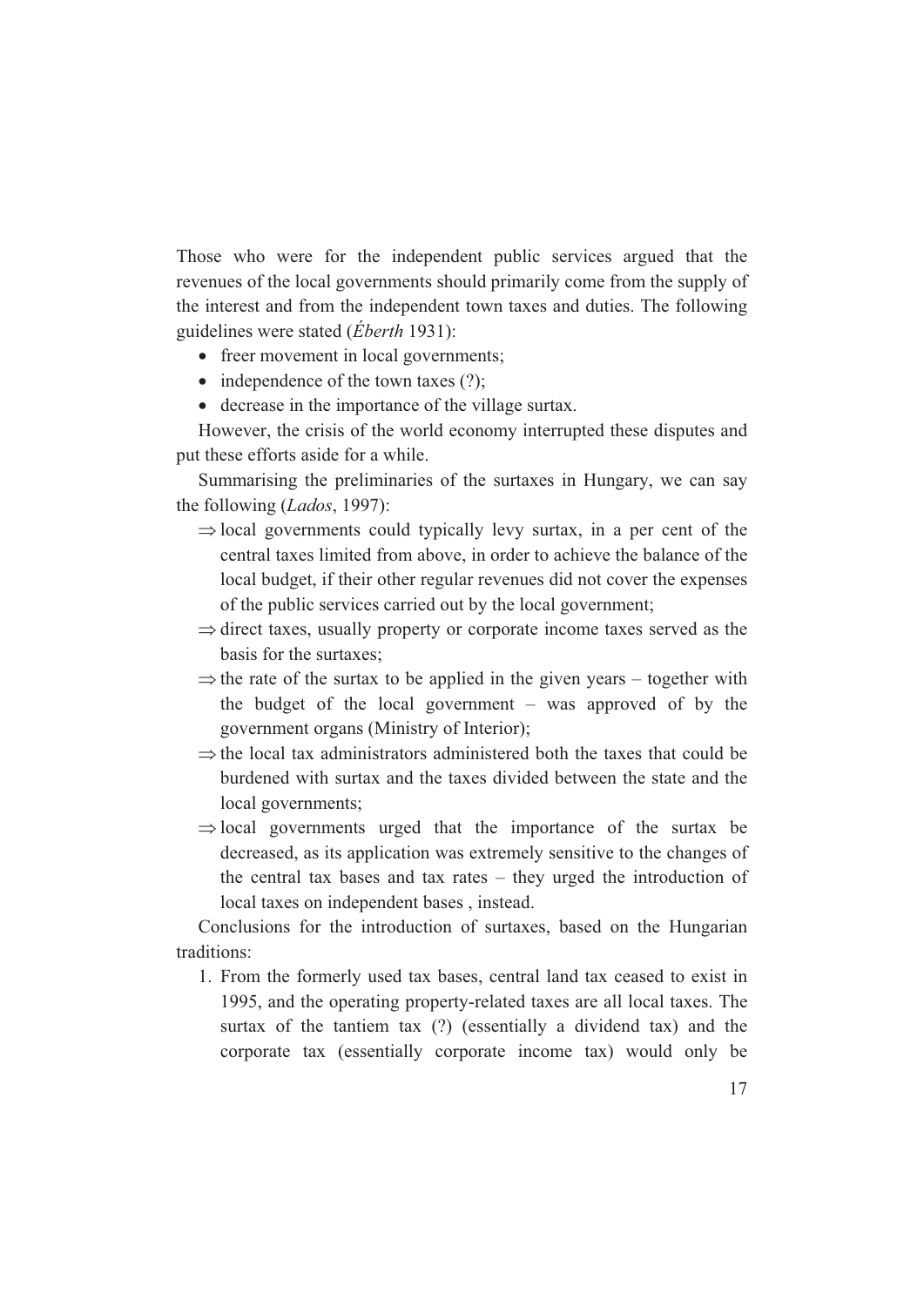Those who were for the independent public services argued that the revenues of the local governments should primarily come from the supply of the interest and from the independent town taxes and duties. The following guidelines were stated (*Éberth* 1931):

- freer movement in local governments;
- independence of the town taxes (?);
- decrease in the importance of the village surtax.

However, the crisis of the world economy interrupted these disputes and put these efforts aside for a while.

Summarising the preliminaries of the surtaxes in Hungary, we can say the following (*Lados*, 1997):

⇒ local governments could typically levy surtax, in a per cent of the central taxes limited from above, in order to achieve the balance of the local budget, if their other regular revenues did not cover the expenses of the public services carried out by the local government;

⇒ direct taxes, usually property or corporate income taxes served as the basis for the surtaxes;

⇒ the rate of the surtax to be applied in the given years – together with the budget of the local government – was approved of by the government organs (Ministry of Interior);

⇒ the local tax administrators administered both the taxes that could be burdened with surtax and the taxes divided between the state and the local governments;

⇒ local governments urged that the importance of the surtax be decreased, as its application was extremely sensitive to the changes of the central tax bases and tax rates – they urged the introduction of local taxes on independent bases , instead.

Conclusions for the introduction of surtaxes, based on the Hungarian traditions:

1. From the formerly used tax bases, central land tax ceased to exist in 1995, and the operating property-related taxes are all local taxes. The surtax of the tantiem tax (?) (essentially a dividend tax) and the corporate tax (essentially corporate income tax) would only be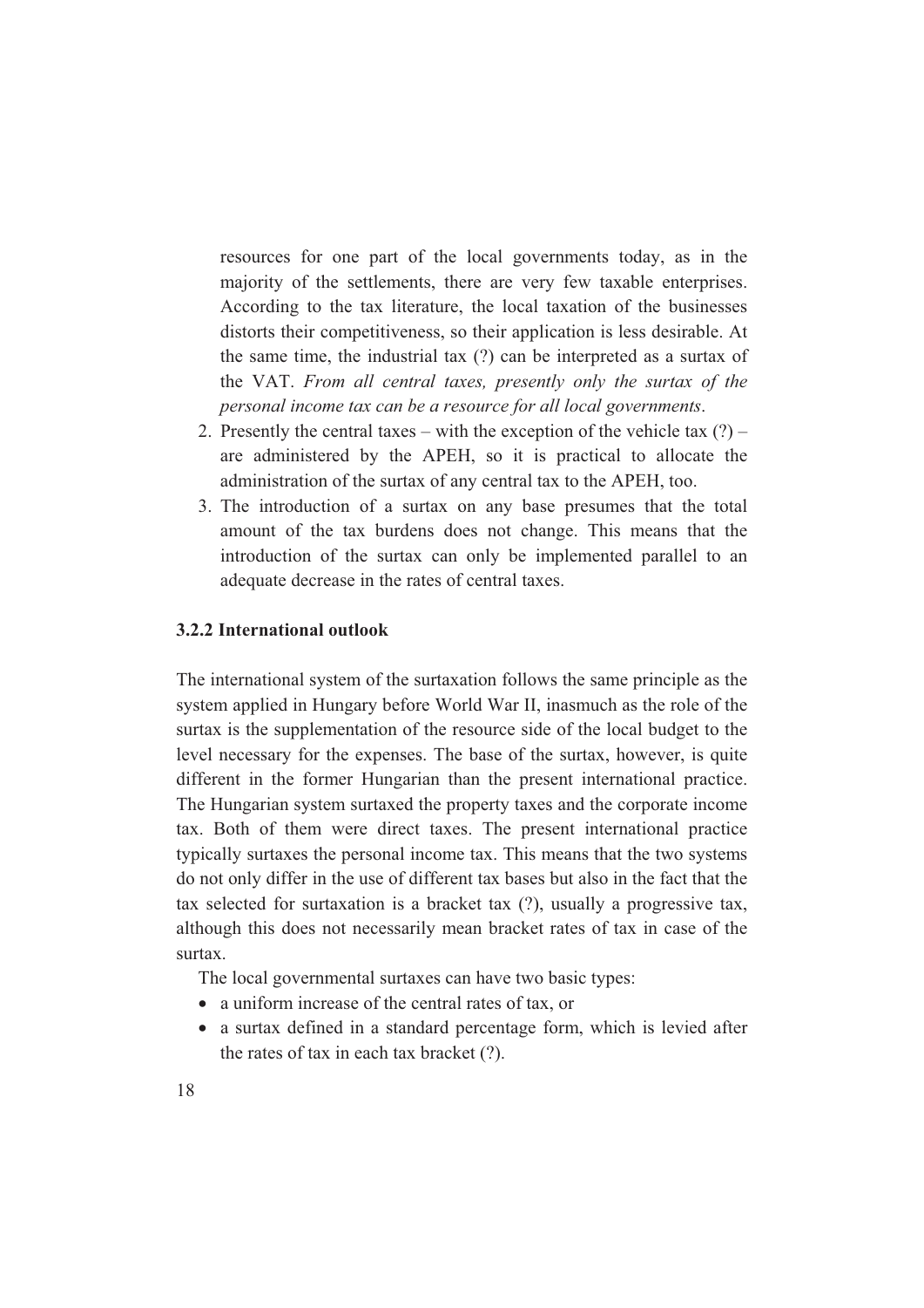resources for one part of the local governments today, as in the majority of the settlements, there are very few taxable enterprises. According to the tax literature, the local taxation of the businesses distorts their competitiveness, so their application is less desirable. At the same time, the industrial tax (?) can be interpreted as a surtax of the VAT. *From all central taxes, presently only the surtax of the personal income tax can be a resource for all local governments*.

2. Presently the central taxes – with the exception of the vehicle tax (?) – are administered by the APEH, so it is practical to allocate the administration of the surtax of any central tax to the APEH, too.
3. The introduction of a surtax on any base presumes that the total amount of the tax burdens does not change. This means that the introduction of the surtax can only be implemented parallel to an adequate decrease in the rates of central taxes.

### 3.2.2 International outlook

The international system of the surtaxation follows the same principle as the system applied in Hungary before World War II, inasmuch as the role of the surtax is the supplementation of the resource side of the local budget to the level necessary for the expenses. The base of the surtax, however, is quite different in the former Hungarian than the present international practice. The Hungarian system surtaxed the property taxes and the corporate income tax. Both of them were direct taxes. The present international practice typically surtaxes the personal income tax. This means that the two systems do not only differ in the use of different tax bases but also in the fact that the tax selected for surtaxation is a bracket tax (?), usually a progressive tax, although this does not necessarily mean bracket rates of tax in case of the surtax.

The local governmental surtaxes can have two basic types:

- a uniform increase of the central rates of tax, or
- a surtax defined in a standard percentage form, which is levied after the rates of tax in each tax bracket (?).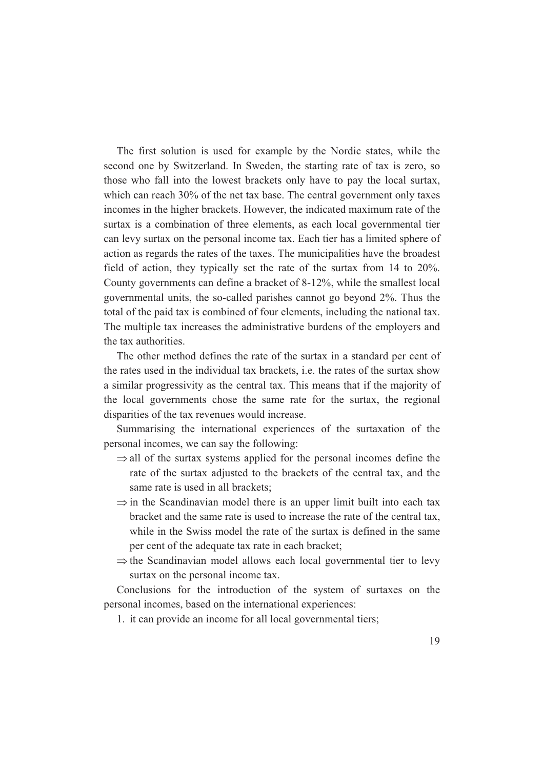The first solution is used for example by the Nordic states, while the second one by Switzerland. In Sweden, the starting rate of tax is zero, so those who fall into the lowest brackets only have to pay the local surtax, which can reach 30% of the net tax base. The central government only taxes incomes in the higher brackets. However, the indicated maximum rate of the surtax is a combination of three elements, as each local governmental tier can levy surtax on the personal income tax. Each tier has a limited sphere of action as regards the rates of the taxes. The municipalities have the broadest field of action, they typically set the rate of the surtax from 14 to 20%. County governments can define a bracket of 8-12%, while the smallest local governmental units, the so-called parishes cannot go beyond 2%. Thus the total of the paid tax is combined of four elements, including the national tax. The multiple tax increases the administrative burdens of the employers and the tax authorities.

The other method defines the rate of the surtax in a standard per cent of the rates used in the individual tax brackets, i.e. the rates of the surtax show a similar progressivity as the central tax. This means that if the majority of the local governments chose the same rate for the surtax, the regional disparities of the tax revenues would increase.

Summarising the international experiences of the surtaxation of the personal incomes, we can say the following:

- ⇒ all of the surtax systems applied for the personal incomes define the rate of the surtax adjusted to the brackets of the central tax, and the same rate is used in all brackets;
- ⇒ in the Scandinavian model there is an upper limit built into each tax bracket and the same rate is used to increase the rate of the central tax, while in the Swiss model the rate of the surtax is defined in the same per cent of the adequate tax rate in each bracket;
- ⇒ the Scandinavian model allows each local governmental tier to levy surtax on the personal income tax.

Conclusions for the introduction of the system of surtaxes on the personal incomes, based on the international experiences:

1. it can provide an income for all local governmental tiers;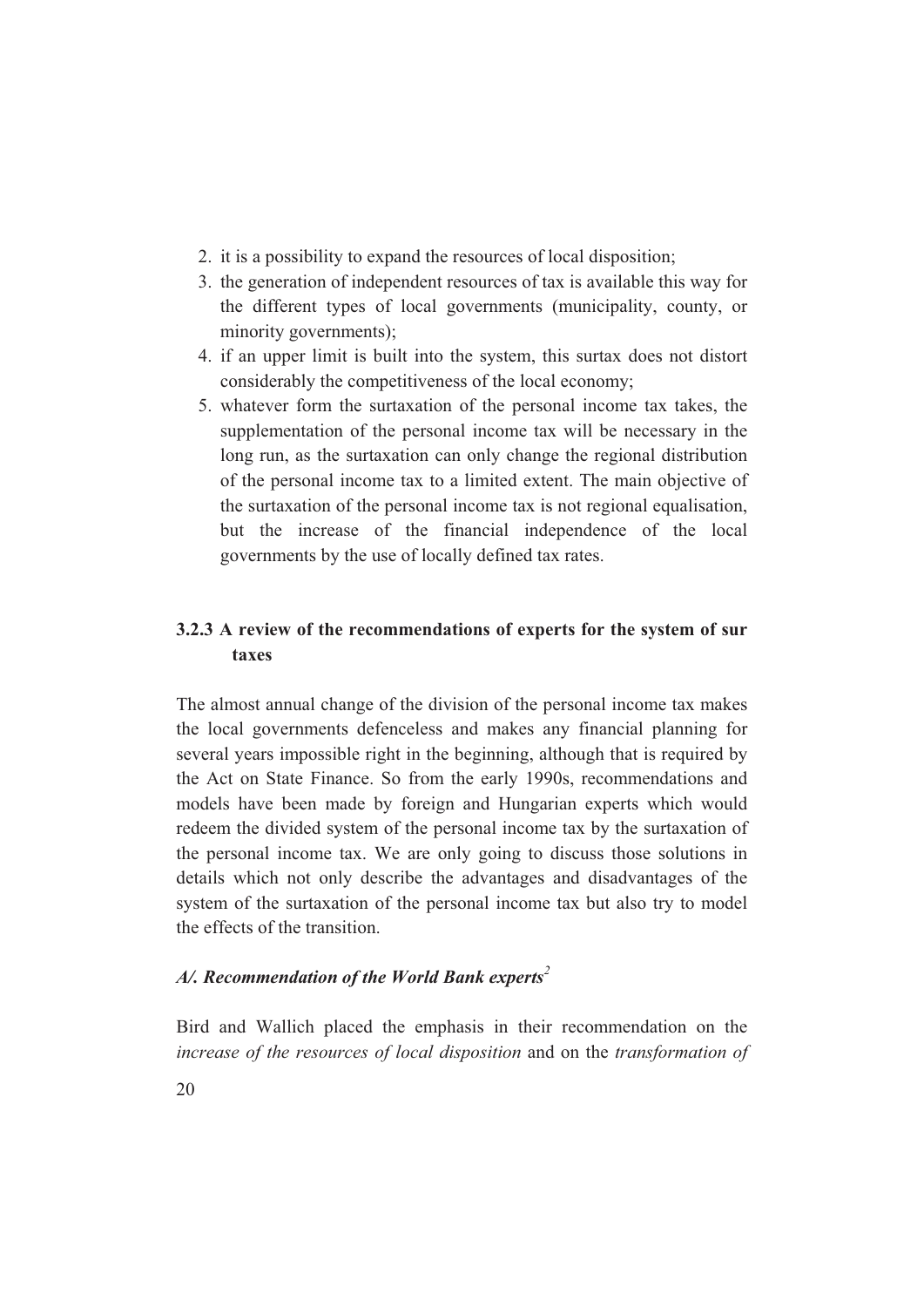2. it is a possibility to expand the resources of local disposition;
3. the generation of independent resources of tax is available this way for the different types of local governments (municipality, county, or minority governments);
4. if an upper limit is built into the system, this surtax does not distort considerably the competitiveness of the local economy;
5. whatever form the surtaxation of the personal income tax takes, the supplementation of the personal income tax will be necessary in the long run, as the surtaxation can only change the regional distribution of the personal income tax to a limited extent. The main objective of the surtaxation of the personal income tax is not regional equalisation, but the increase of the financial independence of the local governments by the use of locally defined tax rates.

### 3.2.3 A review of the recommendations of experts for the system of sur taxes

The almost annual change of the division of the personal income tax makes the local governments defenceless and makes any financial planning for several years impossible right in the beginning, although that is required by the Act on State Finance. So from the early 1990s, recommendations and models have been made by foreign and Hungarian experts which would redeem the divided system of the personal income tax by the surtaxation of the personal income tax. We are only going to discuss those solutions in details which not only describe the advantages and disadvantages of the system of the surtaxation of the personal income tax but also try to model the effects of the transition.

#### *A/. Recommendation of the World Bank experts*[2]

Bird and Wallich placed the emphasis in their recommendation on the *increase of the resources of local disposition* and on the *transformation of*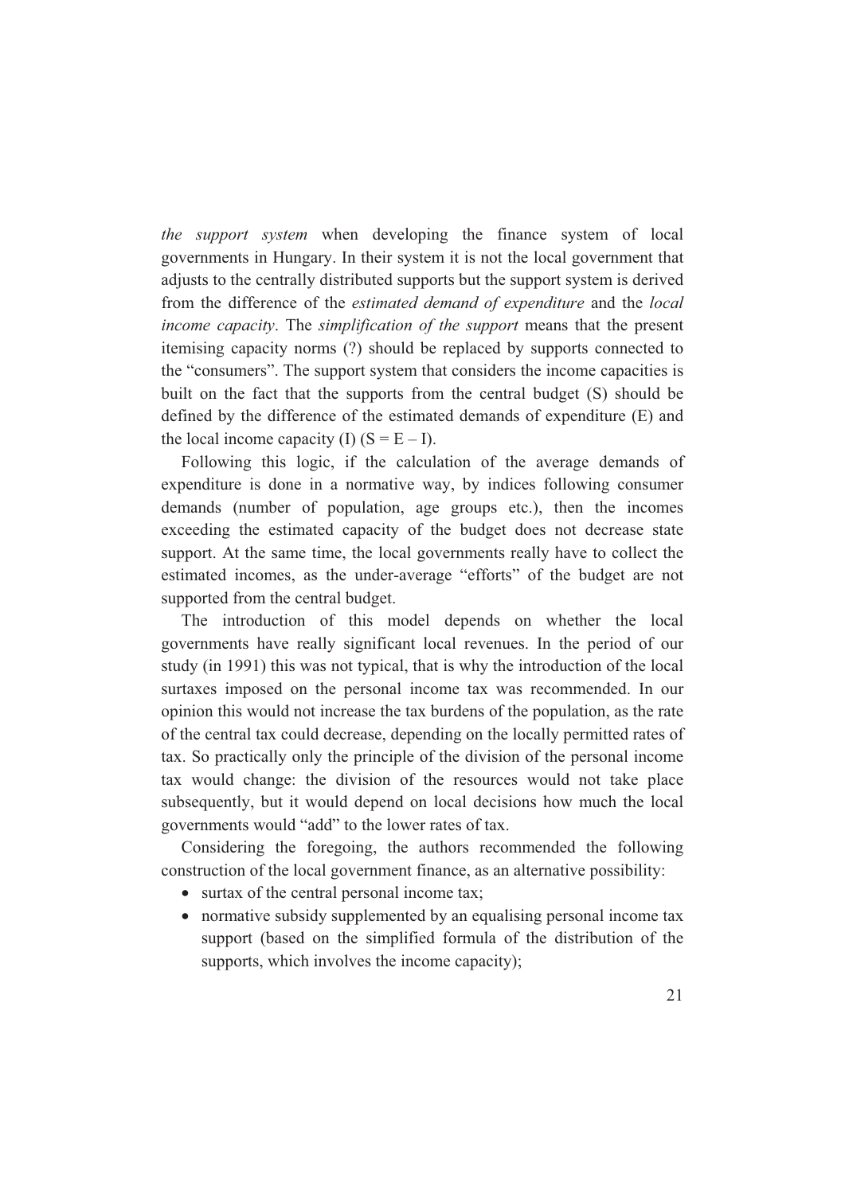*the support system* when developing the finance system of local governments in Hungary. In their system it is not the local government that adjusts to the centrally distributed supports but the support system is derived from the difference of the *estimated demand of expenditure* and the *local income capacity*. The *simplification of the support* means that the present itemising capacity norms (?) should be replaced by supports connected to the "consumers". The support system that considers the income capacities is built on the fact that the supports from the central budget (S) should be defined by the difference of the estimated demands of expenditure (E) and the local income capacity (I) ($S = E - I$).

Following this logic, if the calculation of the average demands of expenditure is done in a normative way, by indices following consumer demands (number of population, age groups etc.), then the incomes exceeding the estimated capacity of the budget does not decrease state support. At the same time, the local governments really have to collect the estimated incomes, as the under-average "efforts" of the budget are not supported from the central budget.

The introduction of this model depends on whether the local governments have really significant local revenues. In the period of our study (in 1991) this was not typical, that is why the introduction of the local surtaxes imposed on the personal income tax was recommended. In our opinion this would not increase the tax burdens of the population, as the rate of the central tax could decrease, depending on the locally permitted rates of tax. So practically only the principle of the division of the personal income tax would change: the division of the resources would not take place subsequently, but it would depend on local decisions how much the local governments would "add" to the lower rates of tax.

Considering the foregoing, the authors recommended the following construction of the local government finance, as an alternative possibility:

- surtax of the central personal income tax;
- normative subsidy supplemented by an equalising personal income tax support (based on the simplified formula of the distribution of the supports, which involves the income capacity);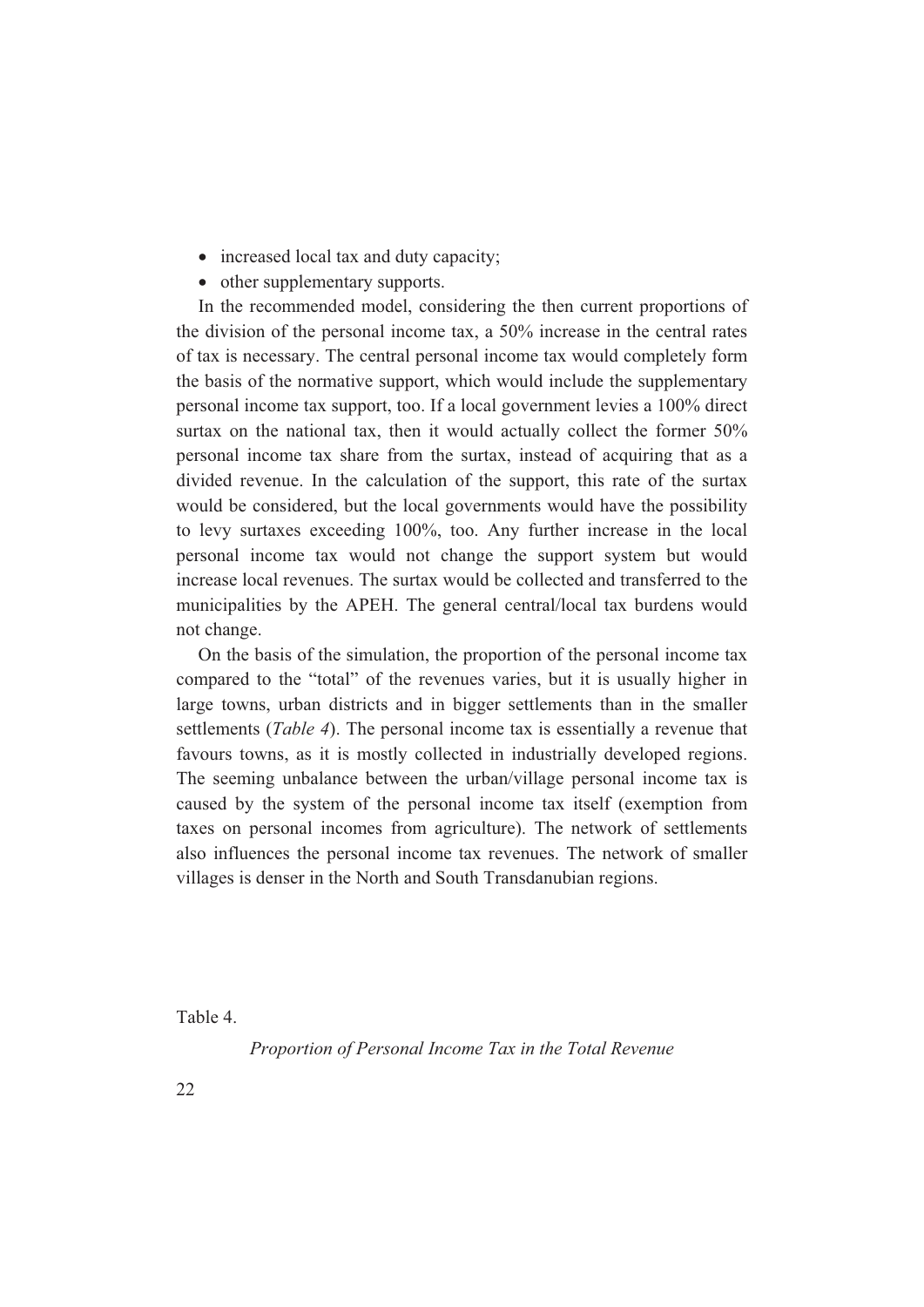- increased local tax and duty capacity;
- other supplementary supports.

In the recommended model, considering the then current proportions of the division of the personal income tax, a 50% increase in the central rates of tax is necessary. The central personal income tax would completely form the basis of the normative support, which would include the supplementary personal income tax support, too. If a local government levies a 100% direct surtax on the national tax, then it would actually collect the former 50% personal income tax share from the surtax, instead of acquiring that as a divided revenue. In the calculation of the support, this rate of the surtax would be considered, but the local governments would have the possibility to levy surtaxes exceeding 100%, too. Any further increase in the local personal income tax would not change the support system but would increase local revenues. The surtax would be collected and transferred to the municipalities by the APEH. The general central/local tax burdens would not change.

On the basis of the simulation, the proportion of the personal income tax compared to the "total" of the revenues varies, but it is usually higher in large towns, urban districts and in bigger settlements than in the smaller settlements (*Table 4*). The personal income tax is essentially a revenue that favours towns, as it is mostly collected in industrially developed regions. The seeming unbalance between the urban/village personal income tax is caused by the system of the personal income tax itself (exemption from taxes on personal incomes from agriculture). The network of settlements also influences the personal income tax revenues. The network of smaller villages is denser in the North and South Transdanubian regions.

Table 4.

*Proportion of Personal Income Tax in the Total Revenue*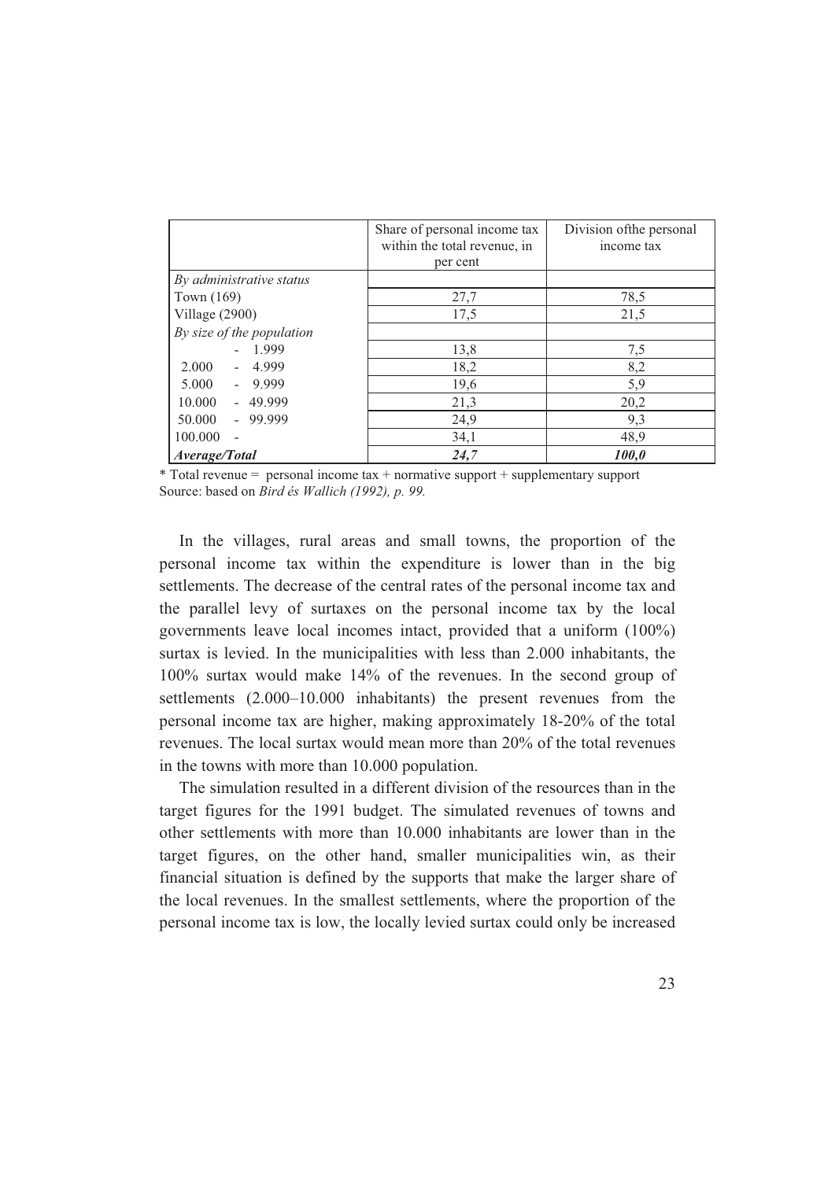| | Share of personal income tax within the total revenue, in per cent | Division ofthe personal income tax |
|---|---|---|
| *By administrative status* | | |
| Town (169) | 27,7 | 78,5 |
| Village (2900) | 17,5 | 21,5 |
| *By size of the population* | | |
| - 1.999 | 13,8 | 7,5 |
| 2.000 - 4.999 | 18,2 | 8,2 |
| 5.000 - 9.999 | 19,6 | 5,9 |
| 10.000 - 49.999 | 21,3 | 20,2 |
| 50.000 - 99.999 | 24,9 | 9,3 |
| 100.000 - | 34,1 | 48,9 |
| ***Average/Total*** | ***24,7*** | ***100,0*** |

* Total revenue = personal income tax + normative support + supplementary support
Source: based on *Bird és Wallich (1992), p. 99.*

In the villages, rural areas and small towns, the proportion of the personal income tax within the expenditure is lower than in the big settlements. The decrease of the central rates of the personal income tax and the parallel levy of surtaxes on the personal income tax by the local governments leave local incomes intact, provided that a uniform (100%) surtax is levied. In the municipalities with less than 2.000 inhabitants, the 100% surtax would make 14% of the revenues. In the second group of settlements (2.000–10.000 inhabitants) the present revenues from the personal income tax are higher, making approximately 18-20% of the total revenues. The local surtax would mean more than 20% of the total revenues in the towns with more than 10.000 population.

The simulation resulted in a different division of the resources than in the target figures for the 1991 budget. The simulated revenues of towns and other settlements with more than 10.000 inhabitants are lower than in the target figures, on the other hand, smaller municipalities win, as their financial situation is defined by the supports that make the larger share of the local revenues. In the smallest settlements, where the proportion of the personal income tax is low, the locally levied surtax could only be increased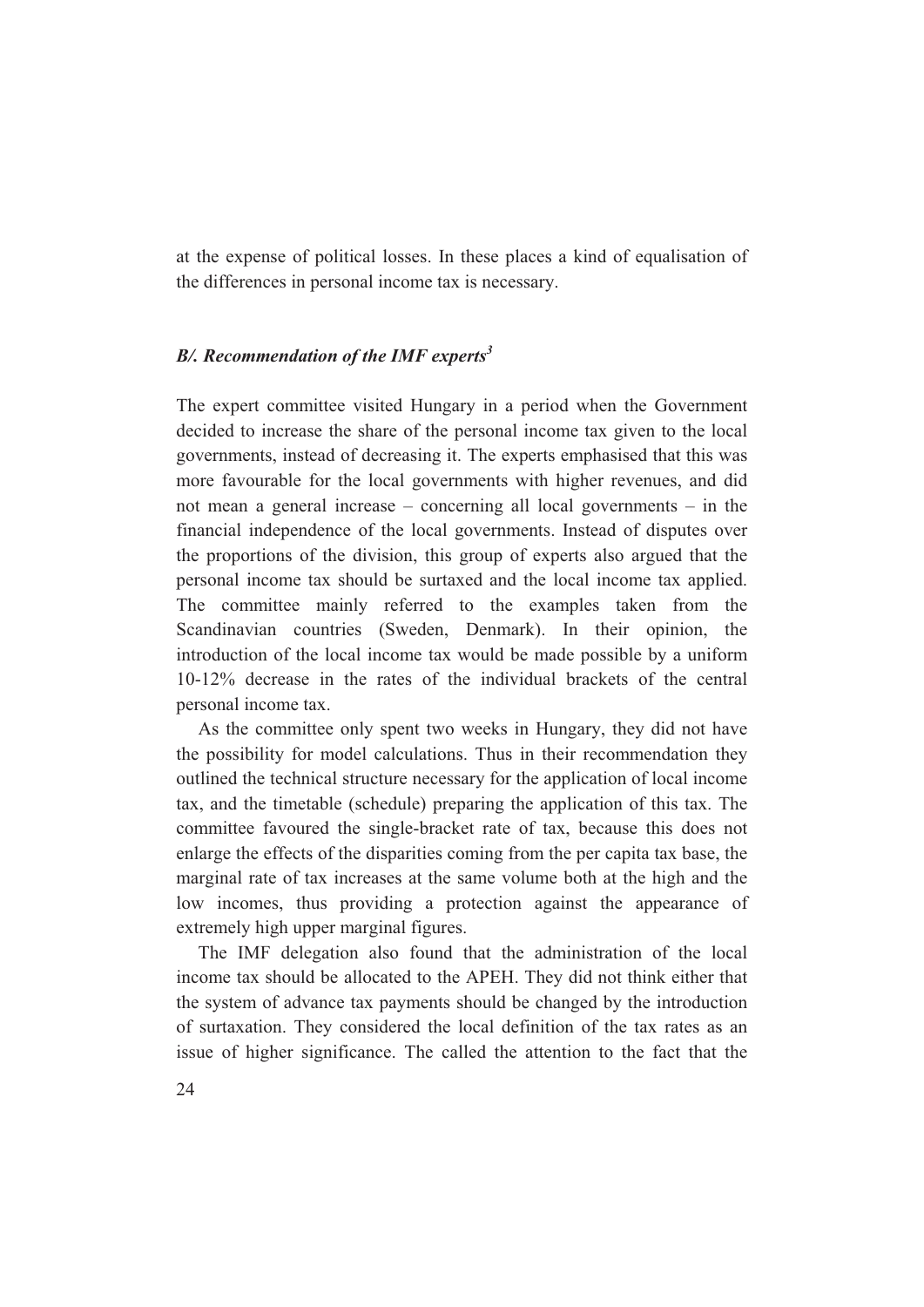at the expense of political losses. In these places a kind of equalisation of the differences in personal income tax is necessary.

### *B/. Recommendation of the IMF experts*[3]

The expert committee visited Hungary in a period when the Government decided to increase the share of the personal income tax given to the local governments, instead of decreasing it. The experts emphasised that this was more favourable for the local governments with higher revenues, and did not mean a general increase – concerning all local governments – in the financial independence of the local governments. Instead of disputes over the proportions of the division, this group of experts also argued that the personal income tax should be surtaxed and the local income tax applied. The committee mainly referred to the examples taken from the Scandinavian countries (Sweden, Denmark). In their opinion, the introduction of the local income tax would be made possible by a uniform 10-12% decrease in the rates of the individual brackets of the central personal income tax.

As the committee only spent two weeks in Hungary, they did not have the possibility for model calculations. Thus in their recommendation they outlined the technical structure necessary for the application of local income tax, and the timetable (schedule) preparing the application of this tax. The committee favoured the single-bracket rate of tax, because this does not enlarge the effects of the disparities coming from the per capita tax base, the marginal rate of tax increases at the same volume both at the high and the low incomes, thus providing a protection against the appearance of extremely high upper marginal figures.

The IMF delegation also found that the administration of the local income tax should be allocated to the APEH. They did not think either that the system of advance tax payments should be changed by the introduction of surtaxation. They considered the local definition of the tax rates as an issue of higher significance. The called the attention to the fact that the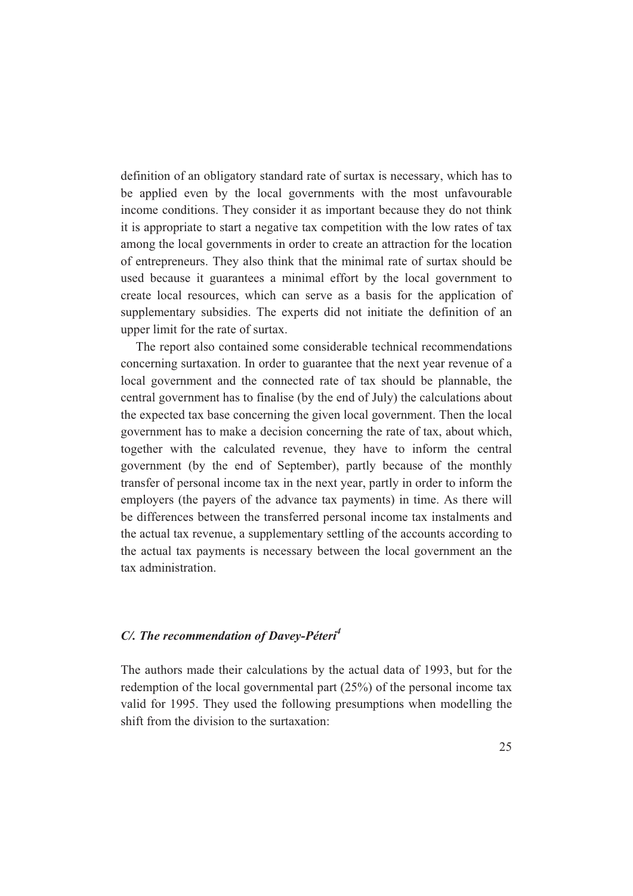definition of an obligatory standard rate of surtax is necessary, which has to be applied even by the local governments with the most unfavourable income conditions. They consider it as important because they do not think it is appropriate to start a negative tax competition with the low rates of tax among the local governments in order to create an attraction for the location of entrepreneurs. They also think that the minimal rate of surtax should be used because it guarantees a minimal effort by the local government to create local resources, which can serve as a basis for the application of supplementary subsidies. The experts did not initiate the definition of an upper limit for the rate of surtax.

The report also contained some considerable technical recommendations concerning surtaxation. In order to guarantee that the next year revenue of a local government and the connected rate of tax should be plannable, the central government has to finalise (by the end of July) the calculations about the expected tax base concerning the given local government. Then the local government has to make a decision concerning the rate of tax, about which, together with the calculated revenue, they have to inform the central government (by the end of September), partly because of the monthly transfer of personal income tax in the next year, partly in order to inform the employers (the payers of the advance tax payments) in time. As there will be differences between the transferred personal income tax instalments and the actual tax revenue, a supplementary settling of the accounts according to the actual tax payments is necessary between the local government an the tax administration.

### *C/. The recommendation of Davey-Péteri*[4]

The authors made their calculations by the actual data of 1993, but for the redemption of the local governmental part (25%) of the personal income tax valid for 1995. They used the following presumptions when modelling the shift from the division to the surtaxation: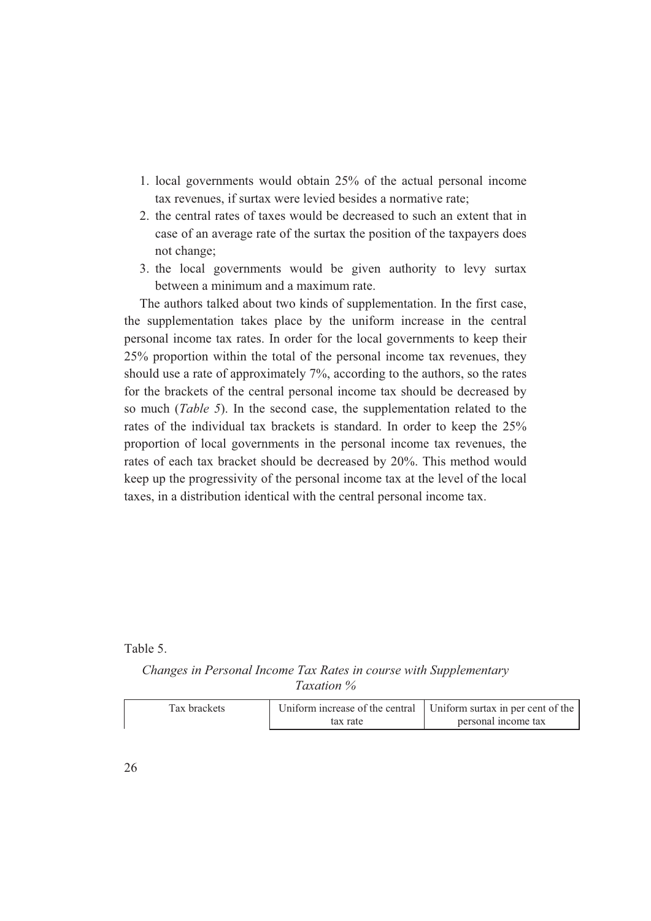1. local governments would obtain 25% of the actual personal income tax revenues, if surtax were levied besides a normative rate;
2. the central rates of taxes would be decreased to such an extent that in case of an average rate of the surtax the position of the taxpayers does not change;
3. the local governments would be given authority to levy surtax between a minimum and a maximum rate.

The authors talked about two kinds of supplementation. In the first case, the supplementation takes place by the uniform increase in the central personal income tax rates. In order for the local governments to keep their 25% proportion within the total of the personal income tax revenues, they should use a rate of approximately 7%, according to the authors, so the rates for the brackets of the central personal income tax should be decreased by so much (*Table 5*). In the second case, the supplementation related to the rates of the individual tax brackets is standard. In order to keep the 25% proportion of local governments in the personal income tax revenues, the rates of each tax bracket should be decreased by 20%. This method would keep up the progressivity of the personal income tax at the level of the local taxes, in a distribution identical with the central personal income tax.

Table 5.

*Changes in Personal Income Tax Rates in course with Supplementary Taxation %*

| Tax brackets | Uniform increase of the central tax rate | Uniform surtax in per cent of the personal income tax |
|---|---|---|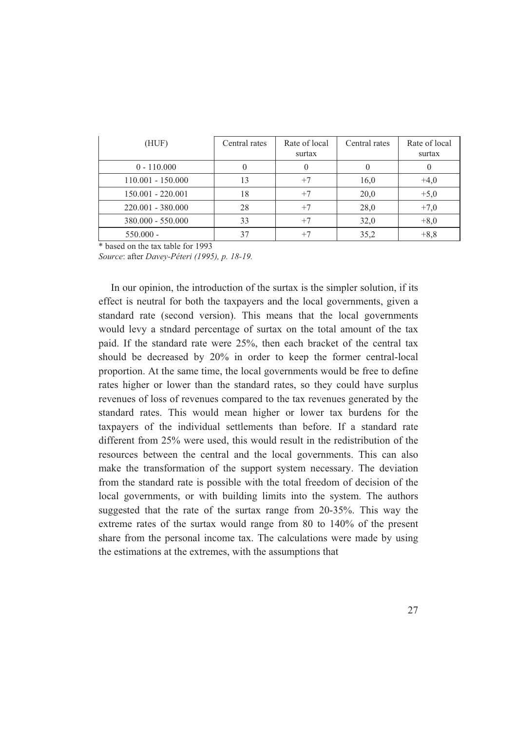| (HUF) | Central rates | Rate of local surtax | Central rates | Rate of local surtax |
|---|---|---|---|---|
| 0 - 110.000 | 0 | 0 | 0 | 0 |
| 110.001 - 150.000 | 13 | +7 | 16,0 | +4,0 |
| 150.001 - 220.001 | 18 | +7 | 20,0 | +5,0 |
| 220.001 - 380.000 | 28 | +7 | 28,0 | +7,0 |
| 380.000 - 550.000 | 33 | +7 | 32,0 | +8,0 |
| 550.000 - | 37 | +7 | 35,2 | +8,8 |

* based on the tax table for 1993

*Source*: after *Davey-Péteri (1995), p. 18-19.*

In our opinion, the introduction of the surtax is the simpler solution, if its effect is neutral for both the taxpayers and the local governments, given a standard rate (second version). This means that the local governments would levy a stndard percentage of surtax on the total amount of the tax paid. If the standard rate were 25%, then each bracket of the central tax should be decreased by 20% in order to keep the former central-local proportion. At the same time, the local governments would be free to define rates higher or lower than the standard rates, so they could have surplus revenues of loss of revenues compared to the tax revenues generated by the standard rates. This would mean higher or lower tax burdens for the taxpayers of the individual settlements than before. If a standard rate different from 25% were used, this would result in the redistribution of the resources between the central and the local governments. This can also make the transformation of the support system necessary. The deviation from the standard rate is possible with the total freedom of decision of the local governments, or with building limits into the system. The authors suggested that the rate of the surtax range from 20-35%. This way the extreme rates of the surtax would range from 80 to 140% of the present share from the personal income tax. The calculations were made by using the estimations at the extremes, with the assumptions that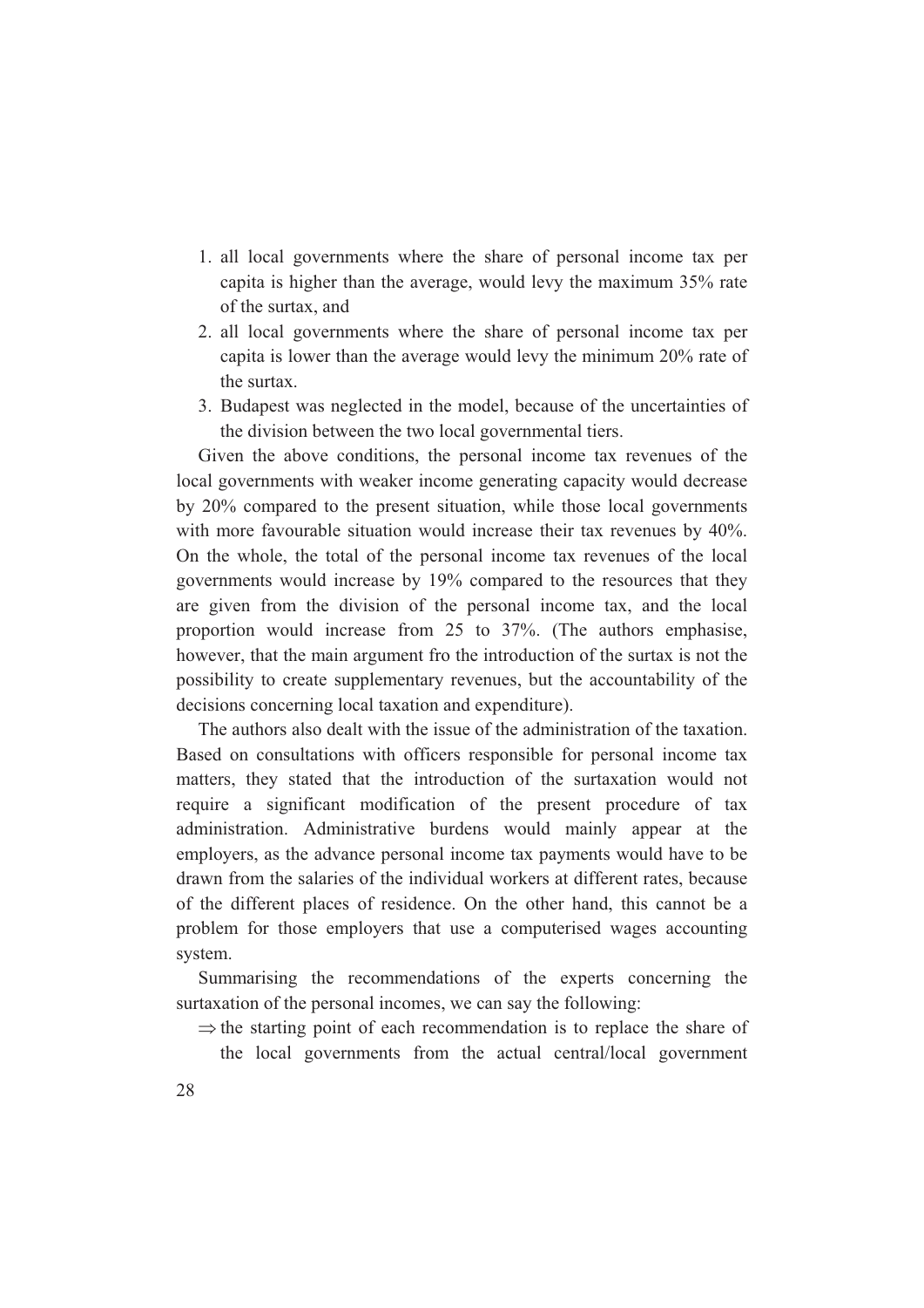1. all local governments where the share of personal income tax per capita is higher than the average, would levy the maximum 35% rate of the surtax, and
2. all local governments where the share of personal income tax per capita is lower than the average would levy the minimum 20% rate of the surtax.
3. Budapest was neglected in the model, because of the uncertainties of the division between the two local governmental tiers.

Given the above conditions, the personal income tax revenues of the local governments with weaker income generating capacity would decrease by 20% compared to the present situation, while those local governments with more favourable situation would increase their tax revenues by 40%. On the whole, the total of the personal income tax revenues of the local governments would increase by 19% compared to the resources that they are given from the division of the personal income tax, and the local proportion would increase from 25 to 37%. (The authors emphasise, however, that the main argument fro the introduction of the surtax is not the possibility to create supplementary revenues, but the accountability of the decisions concerning local taxation and expenditure).

The authors also dealt with the issue of the administration of the taxation. Based on consultations with officers responsible for personal income tax matters, they stated that the introduction of the surtaxation would not require a significant modification of the present procedure of tax administration. Administrative burdens would mainly appear at the employers, as the advance personal income tax payments would have to be drawn from the salaries of the individual workers at different rates, because of the different places of residence. On the other hand, this cannot be a problem for those employers that use a computerised wages accounting system.

Summarising the recommendations of the experts concerning the surtaxation of the personal incomes, we can say the following:

⇒ the starting point of each recommendation is to replace the share of the local governments from the actual central/local government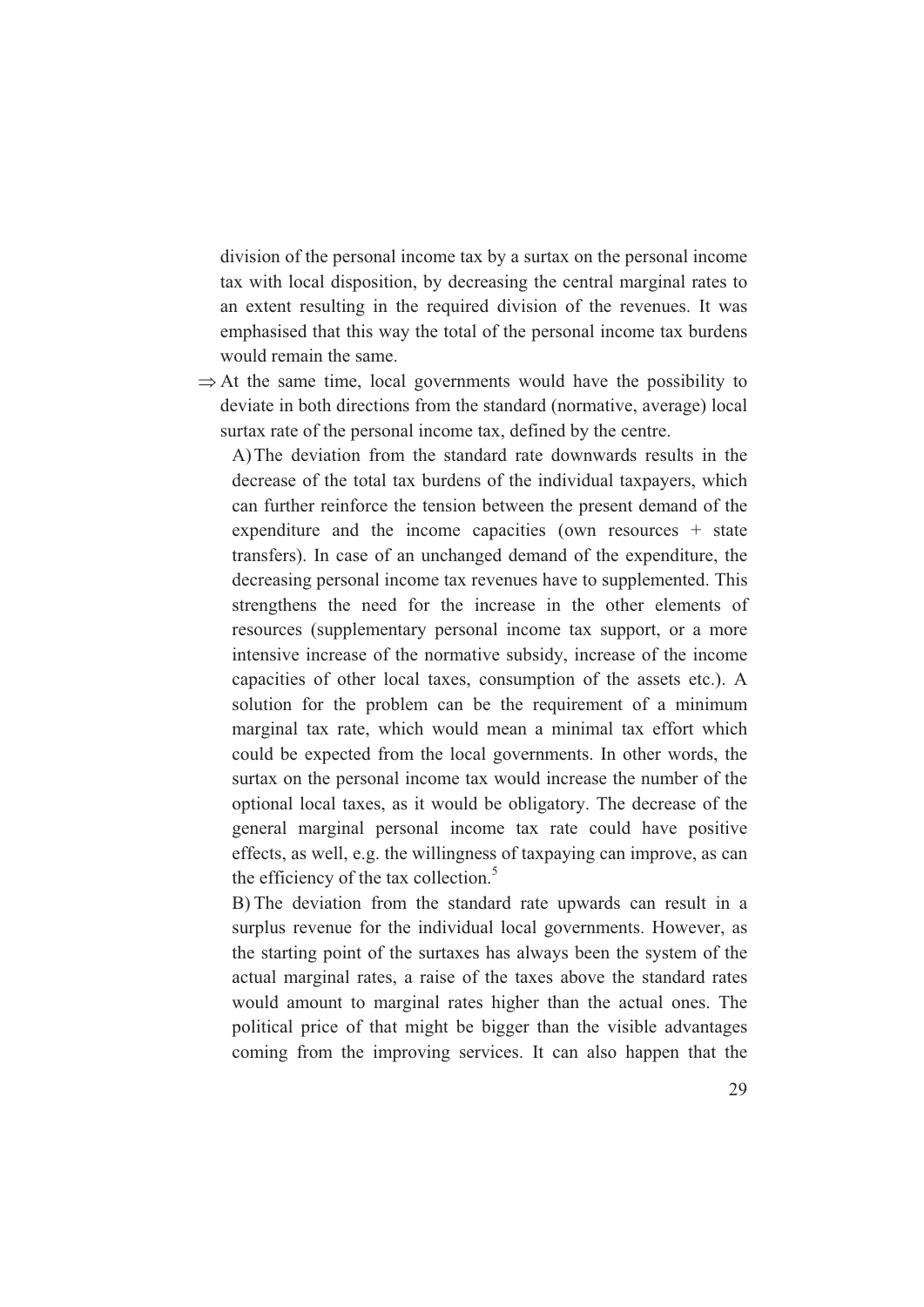division of the personal income tax by a surtax on the personal income tax with local disposition, by decreasing the central marginal rates to an extent resulting in the required division of the revenues. It was emphasised that this way the total of the personal income tax burdens would remain the same.

⇒ At the same time, local governments would have the possibility to deviate in both directions from the standard (normative, average) local surtax rate of the personal income tax, defined by the centre.

A) The deviation from the standard rate downwards results in the decrease of the total tax burdens of the individual taxpayers, which can further reinforce the tension between the present demand of the expenditure and the income capacities (own resources + state transfers). In case of an unchanged demand of the expenditure, the decreasing personal income tax revenues have to supplemented. This strengthens the need for the increase in the other elements of resources (supplementary personal income tax support, or a more intensive increase of the normative subsidy, increase of the income capacities of other local taxes, consumption of the assets etc.). A solution for the problem can be the requirement of a minimum marginal tax rate, which would mean a minimal tax effort which could be expected from the local governments. In other words, the surtax on the personal income tax would increase the number of the optional local taxes, as it would be obligatory. The decrease of the general marginal personal income tax rate could have positive effects, as well, e.g. the willingness of taxpaying can improve, as can the efficiency of the tax collection.[5]

B) The deviation from the standard rate upwards can result in a surplus revenue for the individual local governments. However, as the starting point of the surtaxes has always been the system of the actual marginal rates, a raise of the taxes above the standard rates would amount to marginal rates higher than the actual ones. The political price of that might be bigger than the visible advantages coming from the improving services. It can also happen that the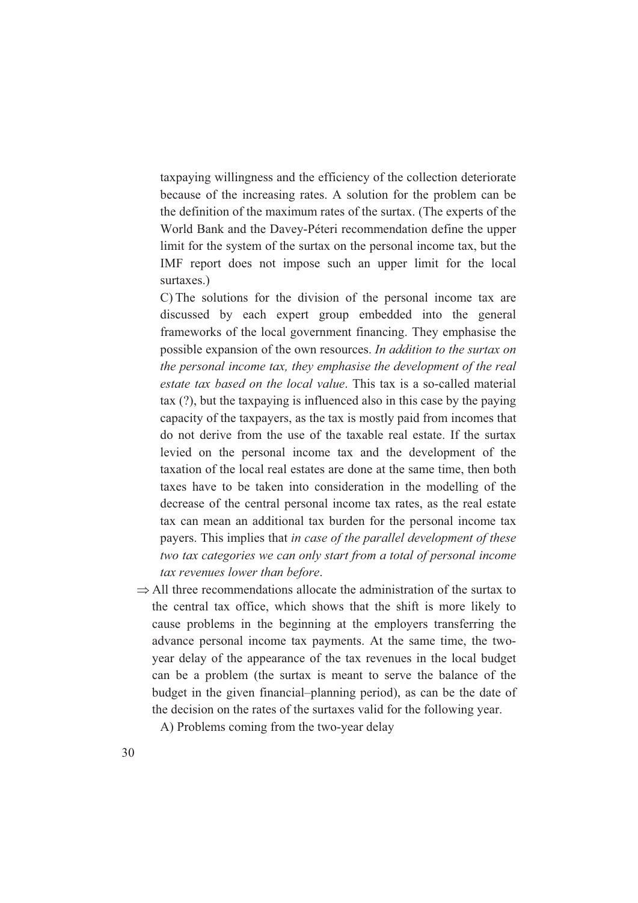taxpaying willingness and the efficiency of the collection deteriorate because of the increasing rates. A solution for the problem can be the definition of the maximum rates of the surtax. (The experts of the World Bank and the Davey-Péteri recommendation define the upper limit for the system of the surtax on the personal income tax, but the IMF report does not impose such an upper limit for the local surtaxes.)

C) The solutions for the division of the personal income tax are discussed by each expert group embedded into the general frameworks of the local government financing. They emphasise the possible expansion of the own resources. *In addition to the surtax on the personal income tax, they emphasise the development of the real estate tax based on the local value*. This tax is a so-called material tax (?), but the taxpaying is influenced also in this case by the paying capacity of the taxpayers, as the tax is mostly paid from incomes that do not derive from the use of the taxable real estate. If the surtax levied on the personal income tax and the development of the taxation of the local real estates are done at the same time, then both taxes have to be taken into consideration in the modelling of the decrease of the central personal income tax rates, as the real estate tax can mean an additional tax burden for the personal income tax payers. This implies that *in case of the parallel development of these two tax categories we can only start from a total of personal income tax revenues lower than before*.

⇒ All three recommendations allocate the administration of the surtax to the central tax office, which shows that the shift is more likely to cause problems in the beginning at the employers transferring the advance personal income tax payments. At the same time, the two-year delay of the appearance of the tax revenues in the local budget can be a problem (the surtax is meant to serve the balance of the budget in the given financial–planning period), as can be the date of the decision on the rates of the surtaxes valid for the following year.

A) Problems coming from the two-year delay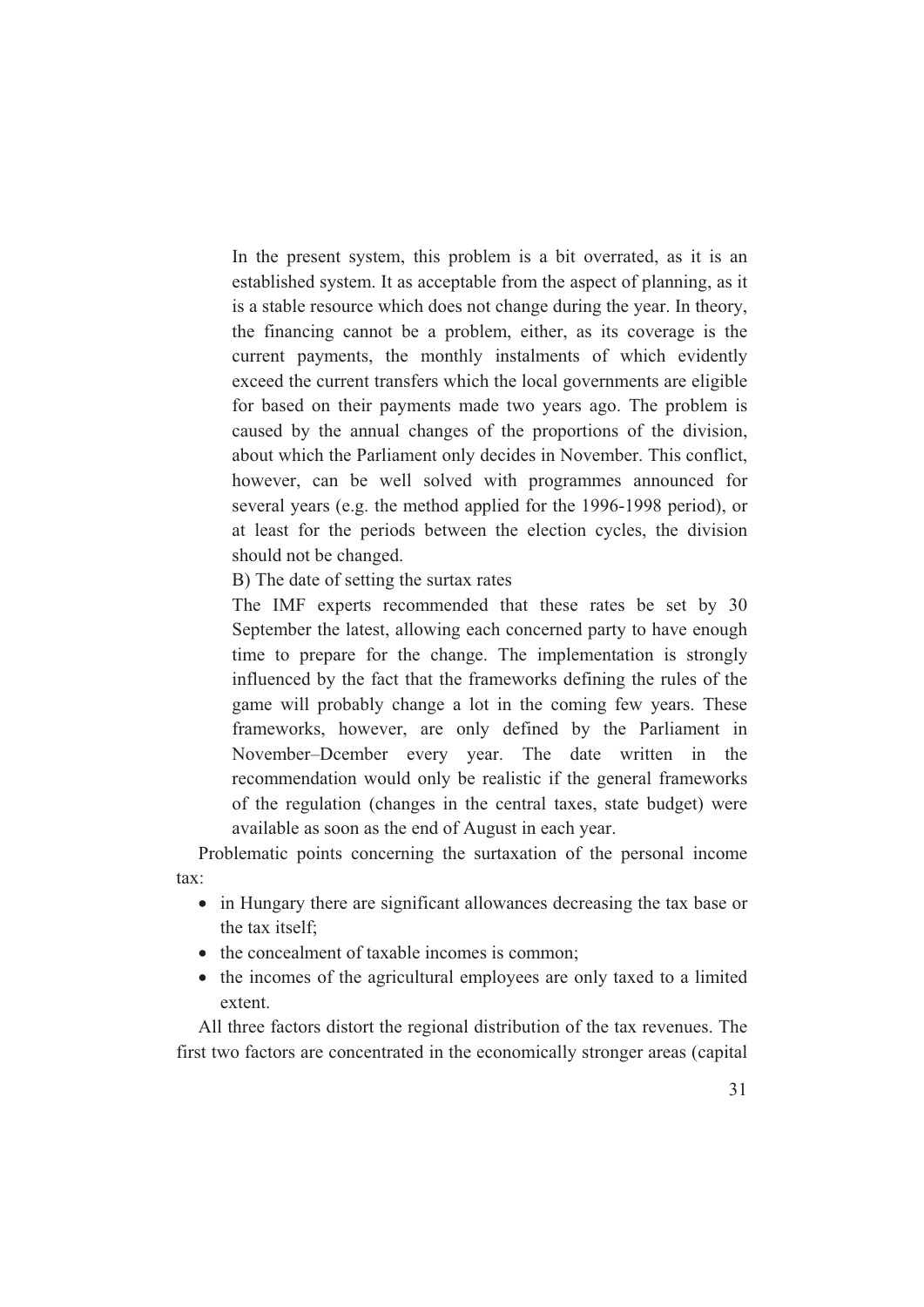In the present system, this problem is a bit overrated, as it is an established system. It as acceptable from the aspect of planning, as it is a stable resource which does not change during the year. In theory, the financing cannot be a problem, either, as its coverage is the current payments, the monthly instalments of which evidently exceed the current transfers which the local governments are eligible for based on their payments made two years ago. The problem is caused by the annual changes of the proportions of the division, about which the Parliament only decides in November. This conflict, however, can be well solved with programmes announced for several years (e.g. the method applied for the 1996-1998 period), or at least for the periods between the election cycles, the division should not be changed.

B) The date of setting the surtax rates

The IMF experts recommended that these rates be set by 30 September the latest, allowing each concerned party to have enough time to prepare for the change. The implementation is strongly influenced by the fact that the frameworks defining the rules of the game will probably change a lot in the coming few years. These frameworks, however, are only defined by the Parliament in November–Dcember every year. The date written in the recommendation would only be realistic if the general frameworks of the regulation (changes in the central taxes, state budget) were available as soon as the end of August in each year.

Problematic points concerning the surtaxation of the personal income tax:

- in Hungary there are significant allowances decreasing the tax base or the tax itself;
- the concealment of taxable incomes is common;
- the incomes of the agricultural employees are only taxed to a limited extent.

All three factors distort the regional distribution of the tax revenues. The first two factors are concentrated in the economically stronger areas (capital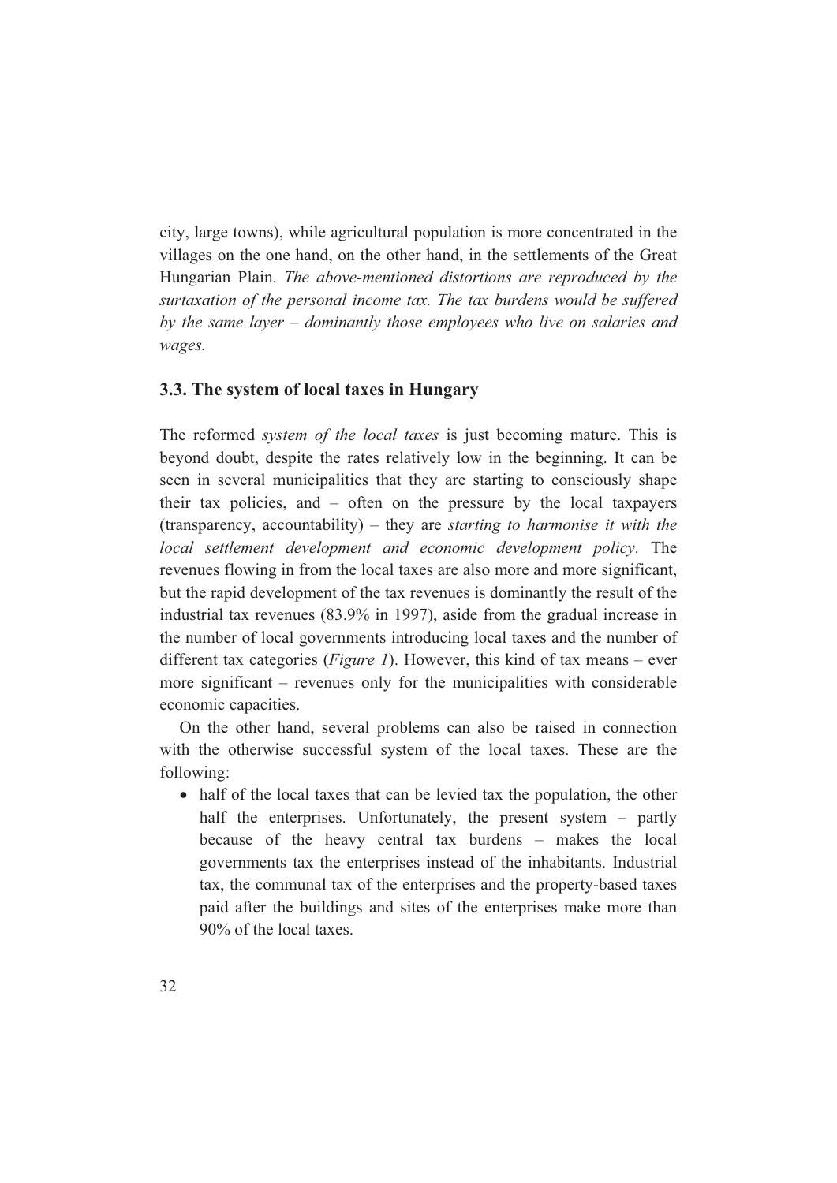city, large towns), while agricultural population is more concentrated in the villages on the one hand, on the other hand, in the settlements of the Great Hungarian Plain. *The above-mentioned distortions are reproduced by the surtaxation of the personal income tax. The tax burdens would be suffered by the same layer – dominantly those employees who live on salaries and wages.*

### 3.3. The system of local taxes in Hungary

The reformed *system of the local taxes* is just becoming mature. This is beyond doubt, despite the rates relatively low in the beginning. It can be seen in several municipalities that they are starting to consciously shape their tax policies, and – often on the pressure by the local taxpayers (transparency, accountability) – they are *starting to harmonise it with the local settlement development and economic development policy*. The revenues flowing in from the local taxes are also more and more significant, but the rapid development of the tax revenues is dominantly the result of the industrial tax revenues (83.9% in 1997), aside from the gradual increase in the number of local governments introducing local taxes and the number of different tax categories (*Figure 1*). However, this kind of tax means – ever more significant – revenues only for the municipalities with considerable economic capacities.

On the other hand, several problems can also be raised in connection with the otherwise successful system of the local taxes. These are the following:

- half of the local taxes that can be levied tax the population, the other half the enterprises. Unfortunately, the present system – partly because of the heavy central tax burdens – makes the local governments tax the enterprises instead of the inhabitants. Industrial tax, the communal tax of the enterprises and the property-based taxes paid after the buildings and sites of the enterprises make more than 90% of the local taxes.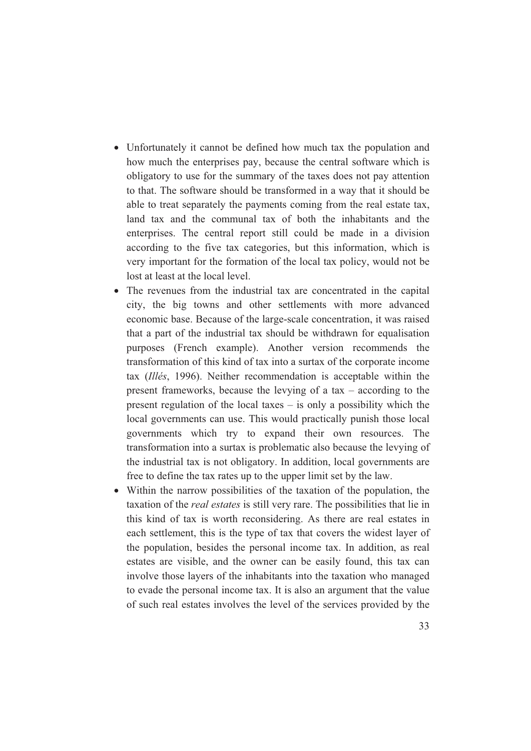- Unfortunately it cannot be defined how much tax the population and how much the enterprises pay, because the central software which is obligatory to use for the summary of the taxes does not pay attention to that. The software should be transformed in a way that it should be able to treat separately the payments coming from the real estate tax, land tax and the communal tax of both the inhabitants and the enterprises. The central report still could be made in a division according to the five tax categories, but this information, which is very important for the formation of the local tax policy, would not be lost at least at the local level.
- The revenues from the industrial tax are concentrated in the capital city, the big towns and other settlements with more advanced economic base. Because of the large-scale concentration, it was raised that a part of the industrial tax should be withdrawn for equalisation purposes (French example). Another version recommends the transformation of this kind of tax into a surtax of the corporate income tax (*Illés*, 1996). Neither recommendation is acceptable within the present frameworks, because the levying of a tax – according to the present regulation of the local taxes – is only a possibility which the local governments can use. This would practically punish those local governments which try to expand their own resources. The transformation into a surtax is problematic also because the levying of the industrial tax is not obligatory. In addition, local governments are free to define the tax rates up to the upper limit set by the law.
- Within the narrow possibilities of the taxation of the population, the taxation of the *real estates* is still very rare. The possibilities that lie in this kind of tax is worth reconsidering. As there are real estates in each settlement, this is the type of tax that covers the widest layer of the population, besides the personal income tax. In addition, as real estates are visible, and the owner can be easily found, this tax can involve those layers of the inhabitants into the taxation who managed to evade the personal income tax. It is also an argument that the value of such real estates involves the level of the services provided by the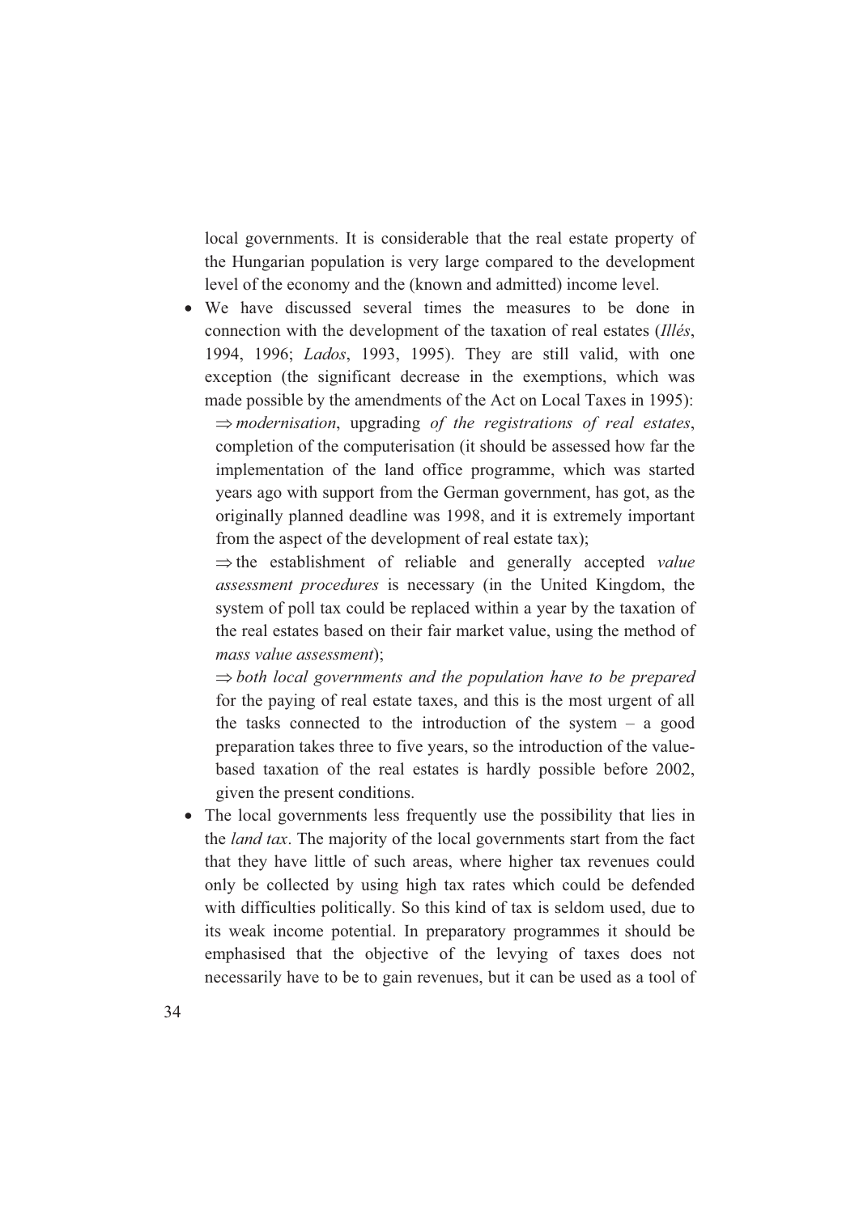local governments. It is considerable that the real estate property of the Hungarian population is very large compared to the development level of the economy and the (known and admitted) income level.

- We have discussed several times the measures to be done in connection with the development of the taxation of real estates (*Illés*, 1994, 1996; *Lados*, 1993, 1995). They are still valid, with one exception (the significant decrease in the exemptions, which was made possible by the amendments of the Act on Local Taxes in 1995):

  ⇒ *modernisation*, upgrading *of the registrations of real estates*, completion of the computerisation (it should be assessed how far the implementation of the land office programme, which was started years ago with support from the German government, has got, as the originally planned deadline was 1998, and it is extremely important from the aspect of the development of real estate tax);

  ⇒ the establishment of reliable and generally accepted *value assessment procedures* is necessary (in the United Kingdom, the system of poll tax could be replaced within a year by the taxation of the real estates based on their fair market value, using the method of *mass value assessment*);

  ⇒ *both local governments and the population have to be prepared* for the paying of real estate taxes, and this is the most urgent of all the tasks connected to the introduction of the system – a good preparation takes three to five years, so the introduction of the value-based taxation of the real estates is hardly possible before 2002, given the present conditions.

- The local governments less frequently use the possibility that lies in the *land tax*. The majority of the local governments start from the fact that they have little of such areas, where higher tax revenues could only be collected by using high tax rates which could be defended with difficulties politically. So this kind of tax is seldom used, due to its weak income potential. In preparatory programmes it should be emphasised that the objective of the levying of taxes does not necessarily have to be to gain revenues, but it can be used as a tool of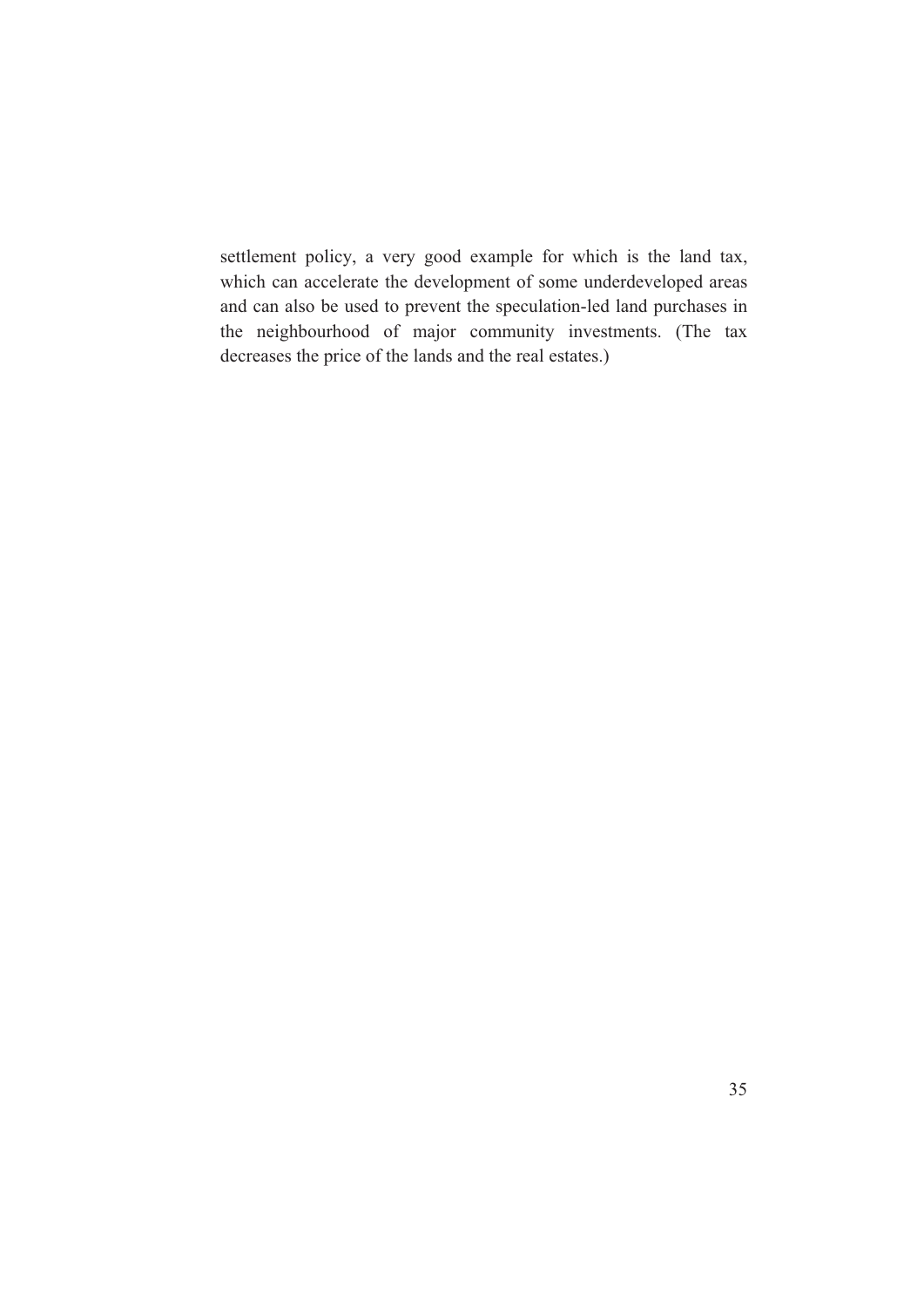settlement policy, a very good example for which is the land tax, which can accelerate the development of some underdeveloped areas and can also be used to prevent the speculation-led land purchases in the neighbourhood of major community investments. (The tax decreases the price of the lands and the real estates.)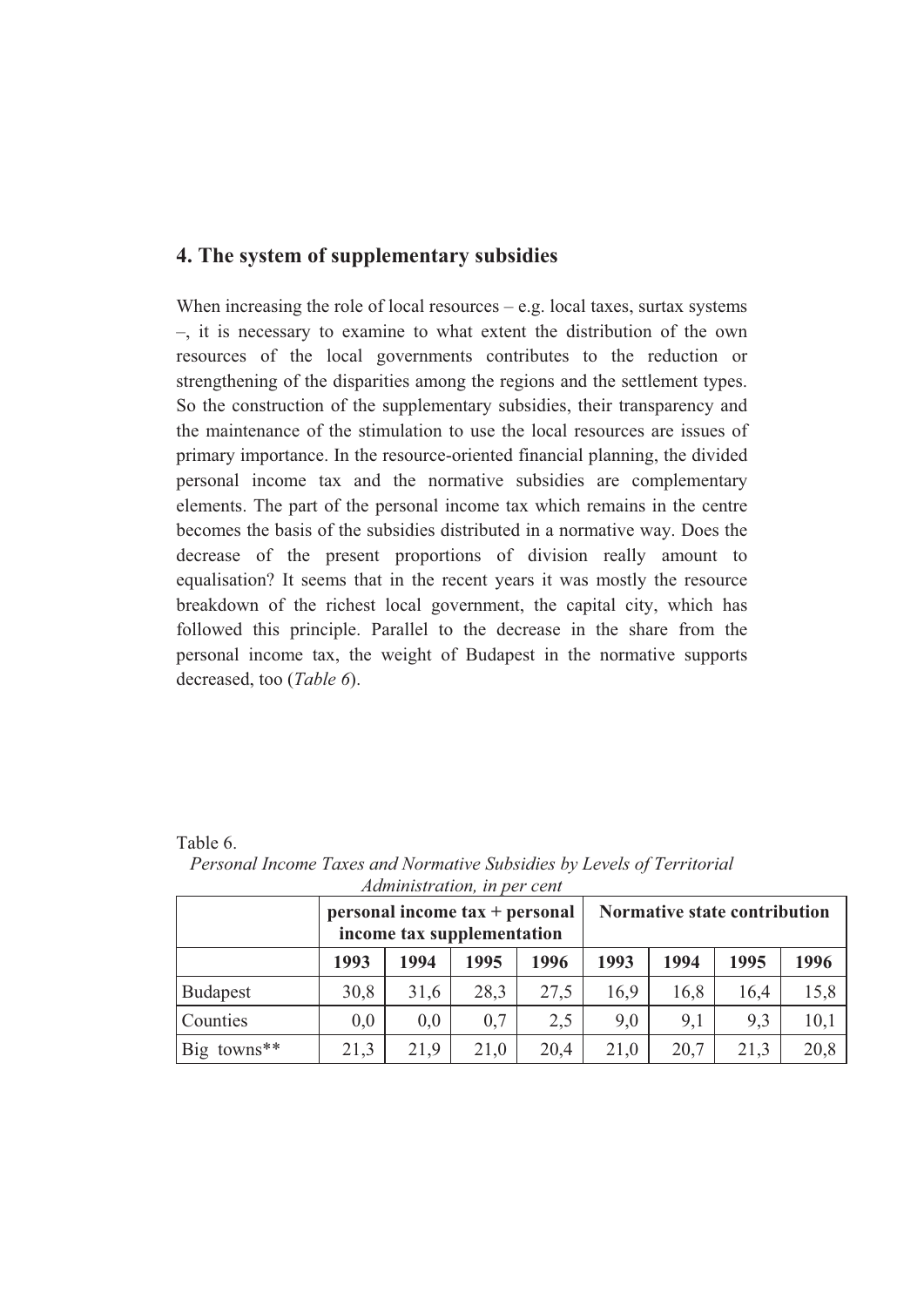## 4. The system of supplementary subsidies

When increasing the role of local resources – e.g. local taxes, surtax systems –, it is necessary to examine to what extent the distribution of the own resources of the local governments contributes to the reduction or strengthening of the disparities among the regions and the settlement types. So the construction of the supplementary subsidies, their transparency and the maintenance of the stimulation to use the local resources are issues of primary importance. In the resource-oriented financial planning, the divided personal income tax and the normative subsidies are complementary elements. The part of the personal income tax which remains in the centre becomes the basis of the subsidies distributed in a normative way. Does the decrease of the present proportions of division really amount to equalisation? It seems that in the recent years it was mostly the resource breakdown of the richest local government, the capital city, which has followed this principle. Parallel to the decrease in the share from the personal income tax, the weight of Budapest in the normative supports decreased, too (*Table 6*).

Table 6.
*Personal Income Taxes and Normative Subsidies by Levels of Territorial Administration, in per cent*

| | **personal income tax + personal income tax supplementation** | | | | **Normative state contribution** | | | |
|---|---|---|---|---|---|---|---|---|
| | **1993** | **1994** | **1995** | **1996** | **1993** | **1994** | **1995** | **1996** |
| Budapest | 30,8 | 31,6 | 28,3 | 27,5 | 16,9 | 16,8 | 16,4 | 15,8 |
| Counties | 0,0 | 0,0 | 0,7 | 2,5 | 9,0 | 9,1 | 9,3 | 10,1 |
| Big towns** | 21,3 | 21,9 | 21,0 | 20,4 | 21,0 | 20,7 | 21,3 | 20,8 |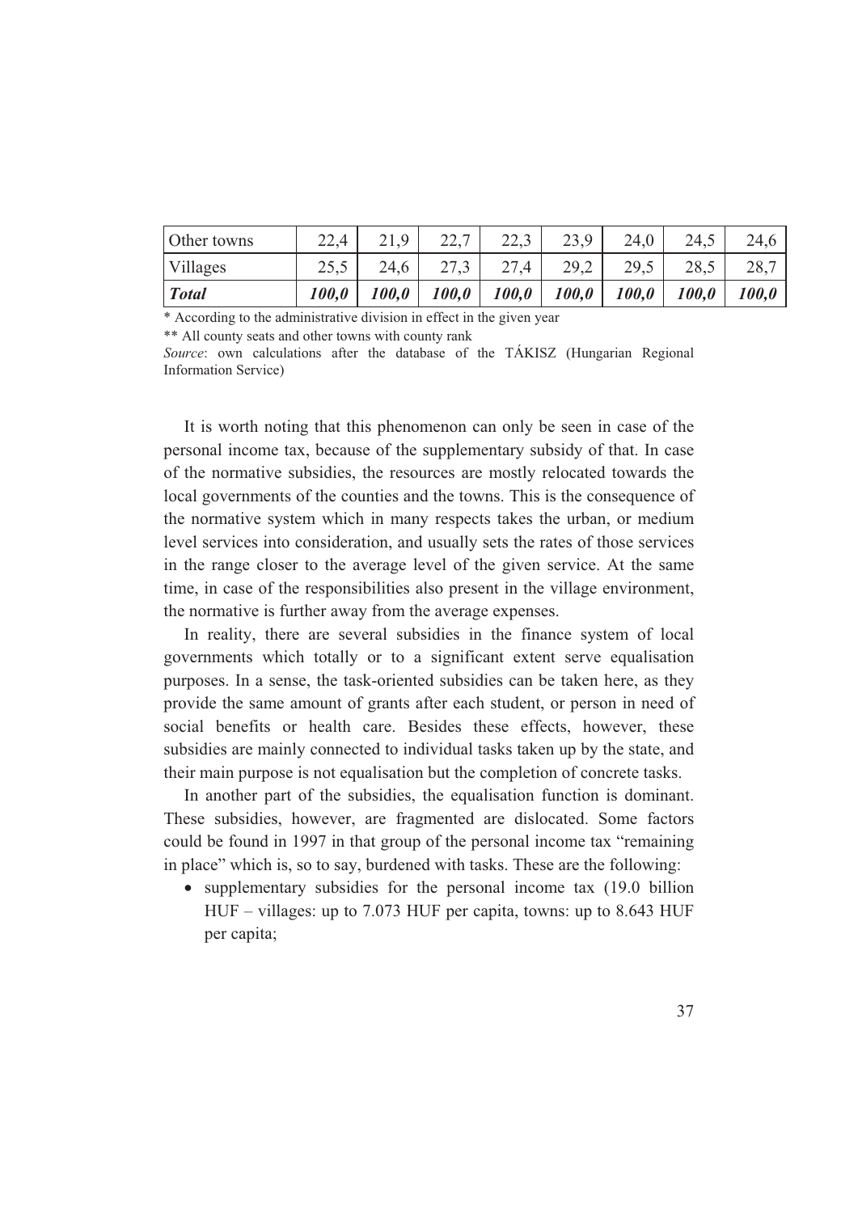| Other towns | 22,4 | 21,9 | 22,7 | 22,3 | 23,9 | 24,0 | 24,5 | 24,6 |
|---|---|---|---|---|---|---|---|---|
| Villages | 25,5 | 24,6 | 27,3 | 27,4 | 29,2 | 29,5 | 28,5 | 28,7 |
| ***Total*** | ***100,0*** | ***100,0*** | ***100,0*** | ***100,0*** | ***100,0*** | ***100,0*** | ***100,0*** | ***100,0*** |

\* According to the administrative division in effect in the given year

\*\* All county seats and other towns with county rank

*Source*: own calculations after the database of the TÁKISZ (Hungarian Regional Information Service)

It is worth noting that this phenomenon can only be seen in case of the personal income tax, because of the supplementary subsidy of that. In case of the normative subsidies, the resources are mostly relocated towards the local governments of the counties and the towns. This is the consequence of the normative system which in many respects takes the urban, or medium level services into consideration, and usually sets the rates of those services in the range closer to the average level of the given service. At the same time, in case of the responsibilities also present in the village environment, the normative is further away from the average expenses.

In reality, there are several subsidies in the finance system of local governments which totally or to a significant extent serve equalisation purposes. In a sense, the task-oriented subsidies can be taken here, as they provide the same amount of grants after each student, or person in need of social benefits or health care. Besides these effects, however, these subsidies are mainly connected to individual tasks taken up by the state, and their main purpose is not equalisation but the completion of concrete tasks.

In another part of the subsidies, the equalisation function is dominant. These subsidies, however, are fragmented are dislocated. Some factors could be found in 1997 in that group of the personal income tax "remaining in place" which is, so to say, burdened with tasks. These are the following:

- supplementary subsidies for the personal income tax (19.0 billion HUF – villages: up to 7.073 HUF per capita, towns: up to 8.643 HUF per capita;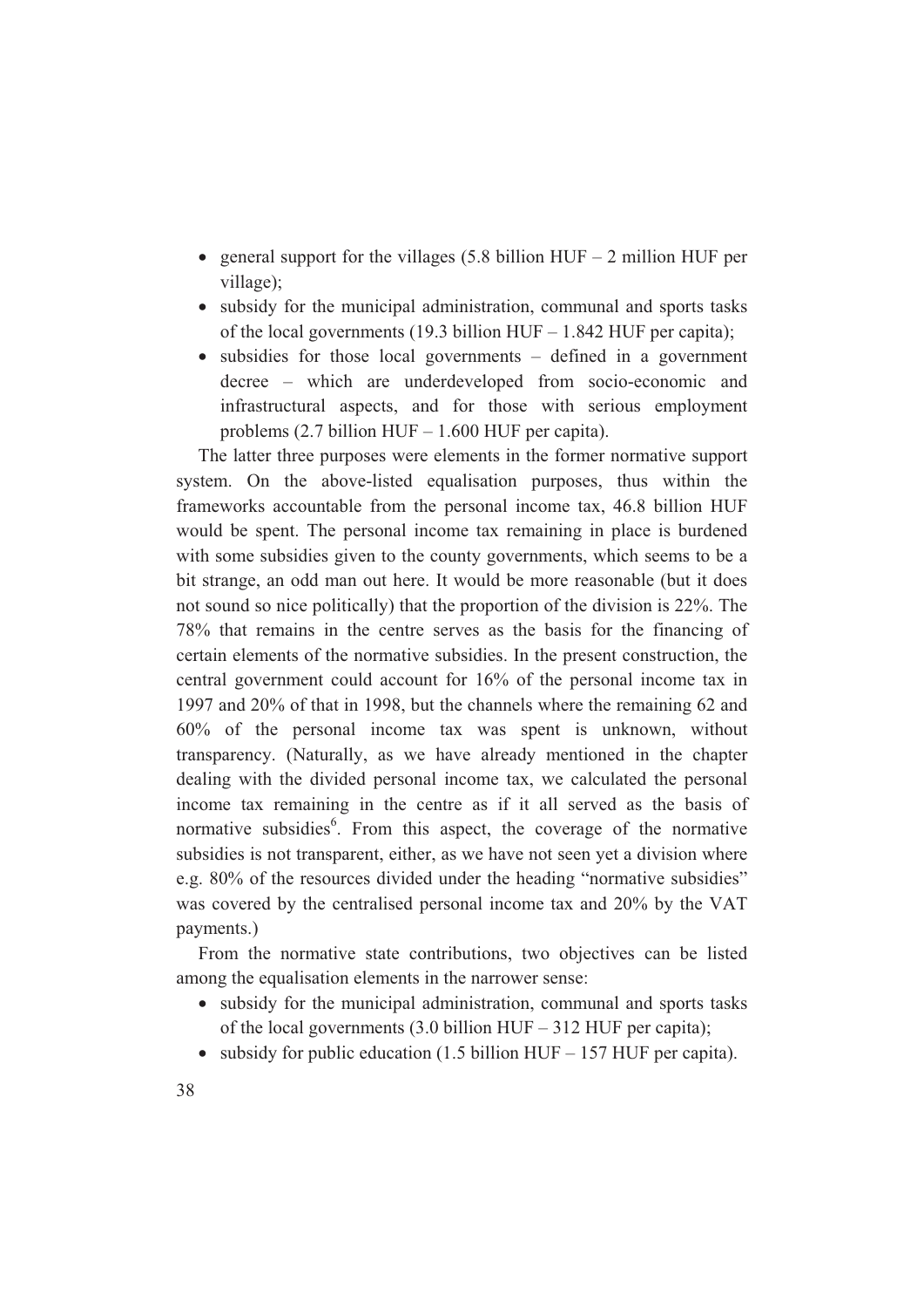- general support for the villages (5.8 billion HUF – 2 million HUF per village);
- subsidy for the municipal administration, communal and sports tasks of the local governments (19.3 billion HUF – 1.842 HUF per capita);
- subsidies for those local governments – defined in a government decree – which are underdeveloped from socio-economic and infrastructural aspects, and for those with serious employment problems (2.7 billion HUF – 1.600 HUF per capita).

The latter three purposes were elements in the former normative support system. On the above-listed equalisation purposes, thus within the frameworks accountable from the personal income tax, 46.8 billion HUF would be spent. The personal income tax remaining in place is burdened with some subsidies given to the county governments, which seems to be a bit strange, an odd man out here. It would be more reasonable (but it does not sound so nice politically) that the proportion of the division is 22%. The 78% that remains in the centre serves as the basis for the financing of certain elements of the normative subsidies. In the present construction, the central government could account for 16% of the personal income tax in 1997 and 20% of that in 1998, but the channels where the remaining 62 and 60% of the personal income tax was spent is unknown, without transparency. (Naturally, as we have already mentioned in the chapter dealing with the divided personal income tax, we calculated the personal income tax remaining in the centre as if it all served as the basis of normative subsidies[6]. From this aspect, the coverage of the normative subsidies is not transparent, either, as we have not seen yet a division where e.g. 80% of the resources divided under the heading "normative subsidies" was covered by the centralised personal income tax and 20% by the VAT payments.)

From the normative state contributions, two objectives can be listed among the equalisation elements in the narrower sense:

- subsidy for the municipal administration, communal and sports tasks of the local governments (3.0 billion HUF – 312 HUF per capita);
- subsidy for public education (1.5 billion HUF – 157 HUF per capita).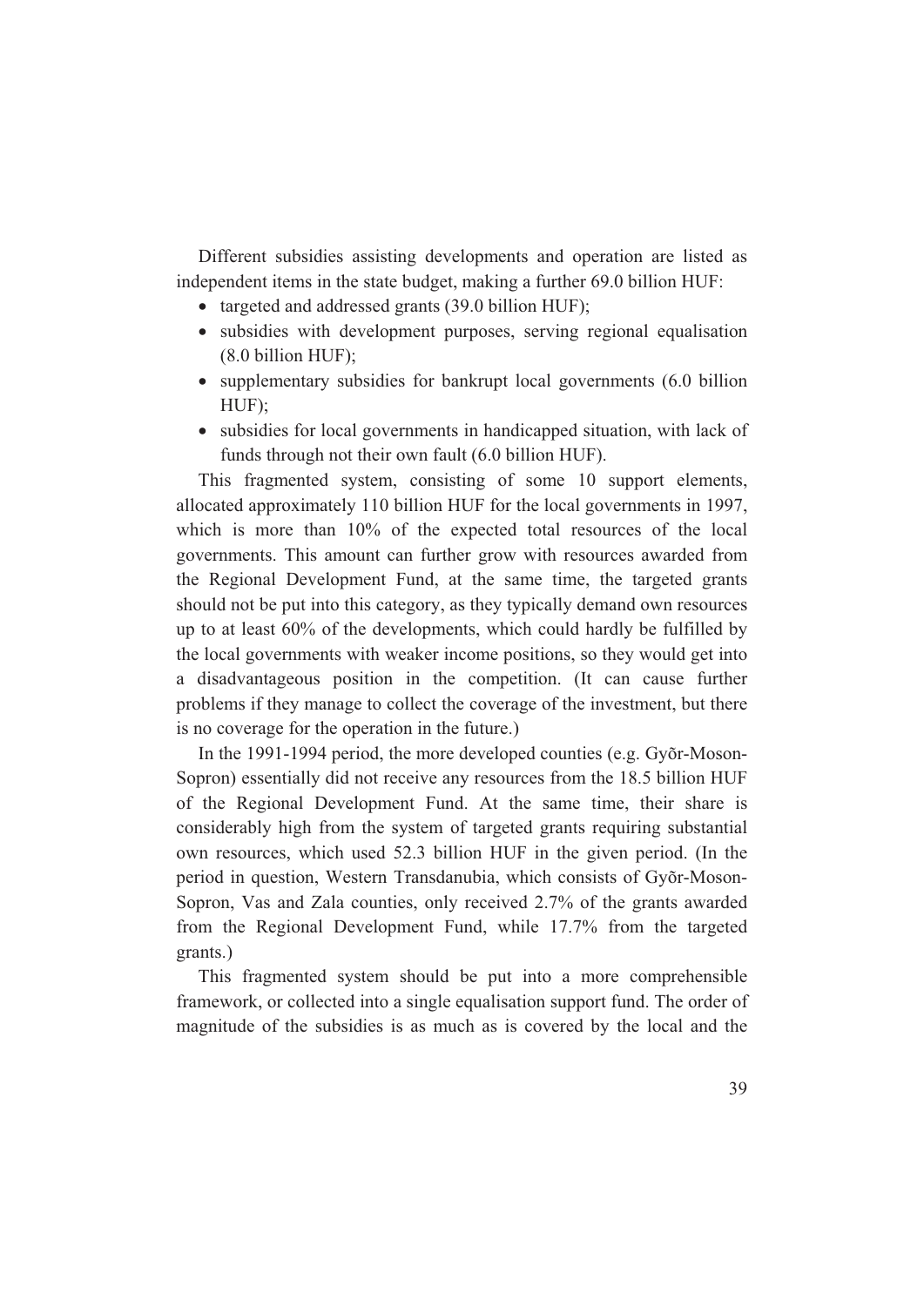Different subsidies assisting developments and operation are listed as independent items in the state budget, making a further 69.0 billion HUF:

- targeted and addressed grants (39.0 billion HUF);
- subsidies with development purposes, serving regional equalisation (8.0 billion HUF);
- supplementary subsidies for bankrupt local governments (6.0 billion HUF);
- subsidies for local governments in handicapped situation, with lack of funds through not their own fault (6.0 billion HUF).

This fragmented system, consisting of some 10 support elements, allocated approximately 110 billion HUF for the local governments in 1997, which is more than 10% of the expected total resources of the local governments. This amount can further grow with resources awarded from the Regional Development Fund, at the same time, the targeted grants should not be put into this category, as they typically demand own resources up to at least 60% of the developments, which could hardly be fulfilled by the local governments with weaker income positions, so they would get into a disadvantageous position in the competition. (It can cause further problems if they manage to collect the coverage of the investment, but there is no coverage for the operation in the future.)

In the 1991-1994 period, the more developed counties (e.g. Gyõr-Moson-Sopron) essentially did not receive any resources from the 18.5 billion HUF of the Regional Development Fund. At the same time, their share is considerably high from the system of targeted grants requiring substantial own resources, which used 52.3 billion HUF in the given period. (In the period in question, Western Transdanubia, which consists of Gyõr-Moson-Sopron, Vas and Zala counties, only received 2.7% of the grants awarded from the Regional Development Fund, while 17.7% from the targeted grants.)

This fragmented system should be put into a more comprehensible framework, or collected into a single equalisation support fund. The order of magnitude of the subsidies is as much as is covered by the local and the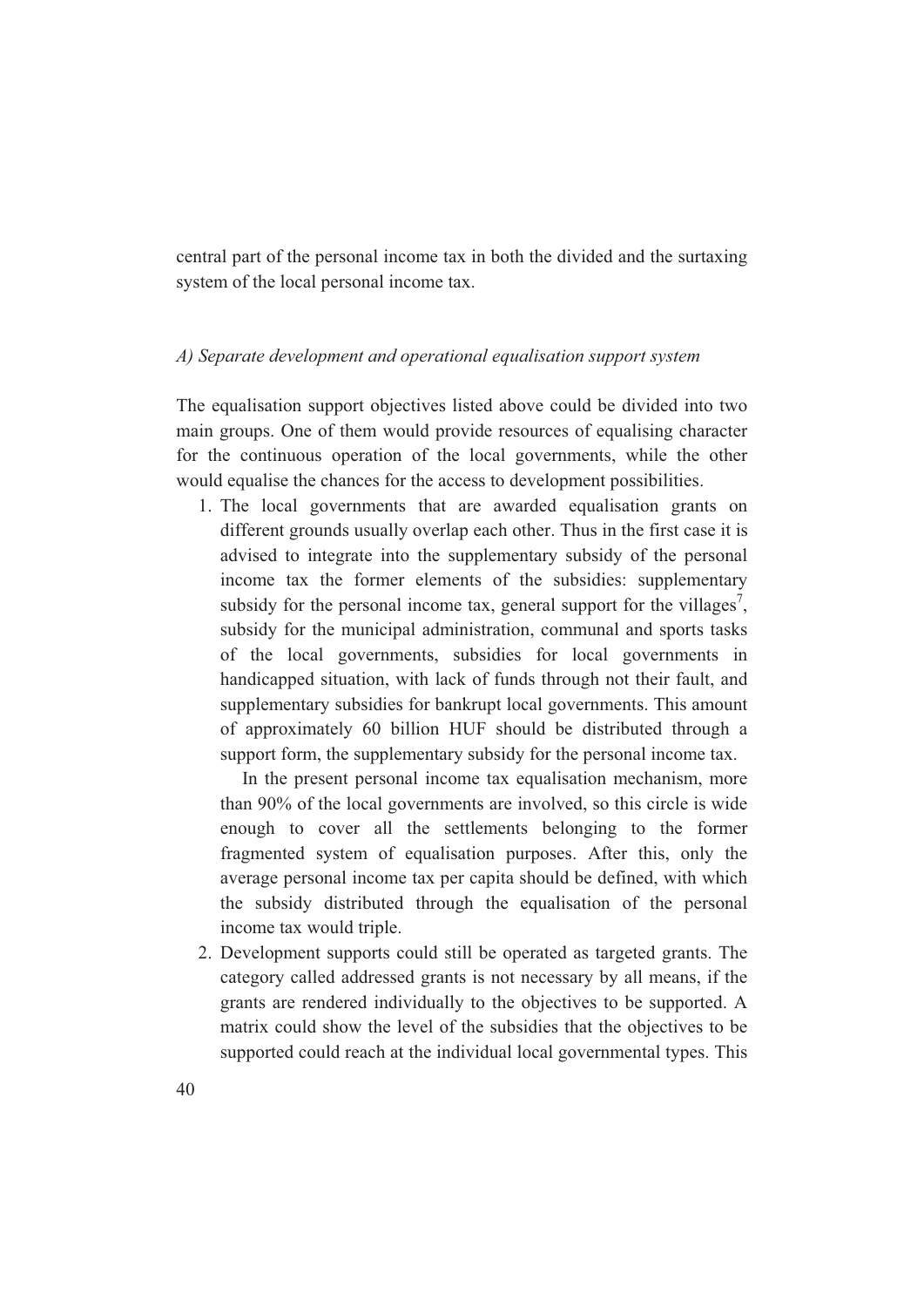central part of the personal income tax in both the divided and the surtaxing system of the local personal income tax.

*A) Separate development and operational equalisation support system*

The equalisation support objectives listed above could be divided into two main groups. One of them would provide resources of equalising character for the continuous operation of the local governments, while the other would equalise the chances for the access to development possibilities.

1. The local governments that are awarded equalisation grants on different grounds usually overlap each other. Thus in the first case it is advised to integrate into the supplementary subsidy of the personal income tax the former elements of the subsidies: supplementary subsidy for the personal income tax, general support for the villages[7], subsidy for the municipal administration, communal and sports tasks of the local governments, subsidies for local governments in handicapped situation, with lack of funds through not their fault, and supplementary subsidies for bankrupt local governments. This amount of approximately 60 billion HUF should be distributed through a support form, the supplementary subsidy for the personal income tax.

   In the present personal income tax equalisation mechanism, more than 90% of the local governments are involved, so this circle is wide enough to cover all the settlements belonging to the former fragmented system of equalisation purposes. After this, only the average personal income tax per capita should be defined, with which the subsidy distributed through the equalisation of the personal income tax would triple.

2. Development supports could still be operated as targeted grants. The category called addressed grants is not necessary by all means, if the grants are rendered individually to the objectives to be supported. A matrix could show the level of the subsidies that the objectives to be supported could reach at the individual local governmental types. This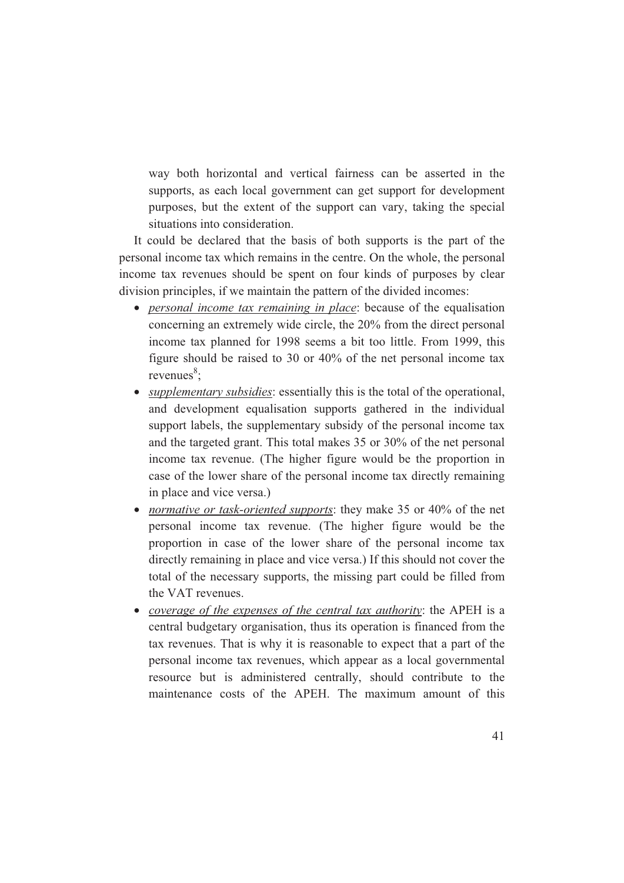way both horizontal and vertical fairness can be asserted in the supports, as each local government can get support for development purposes, but the extent of the support can vary, taking the special situations into consideration.

It could be declared that the basis of both supports is the part of the personal income tax which remains in the centre. On the whole, the personal income tax revenues should be spent on four kinds of purposes by clear division principles, if we maintain the pattern of the divided incomes:

- *personal income tax remaining in place*: because of the equalisation concerning an extremely wide circle, the 20% from the direct personal income tax planned for 1998 seems a bit too little. From 1999, this figure should be raised to 30 or 40% of the net personal income tax revenues[8];
- *supplementary subsidies*: essentially this is the total of the operational, and development equalisation supports gathered in the individual support labels, the supplementary subsidy of the personal income tax and the targeted grant. This total makes 35 or 30% of the net personal income tax revenue. (The higher figure would be the proportion in case of the lower share of the personal income tax directly remaining in place and vice versa.)
- *normative or task-oriented supports*: they make 35 or 40% of the net personal income tax revenue. (The higher figure would be the proportion in case of the lower share of the personal income tax directly remaining in place and vice versa.) If this should not cover the total of the necessary supports, the missing part could be filled from the VAT revenues.
- *coverage of the expenses of the central tax authority*: the APEH is a central budgetary organisation, thus its operation is financed from the tax revenues. That is why it is reasonable to expect that a part of the personal income tax revenues, which appear as a local governmental resource but is administered centrally, should contribute to the maintenance costs of the APEH. The maximum amount of this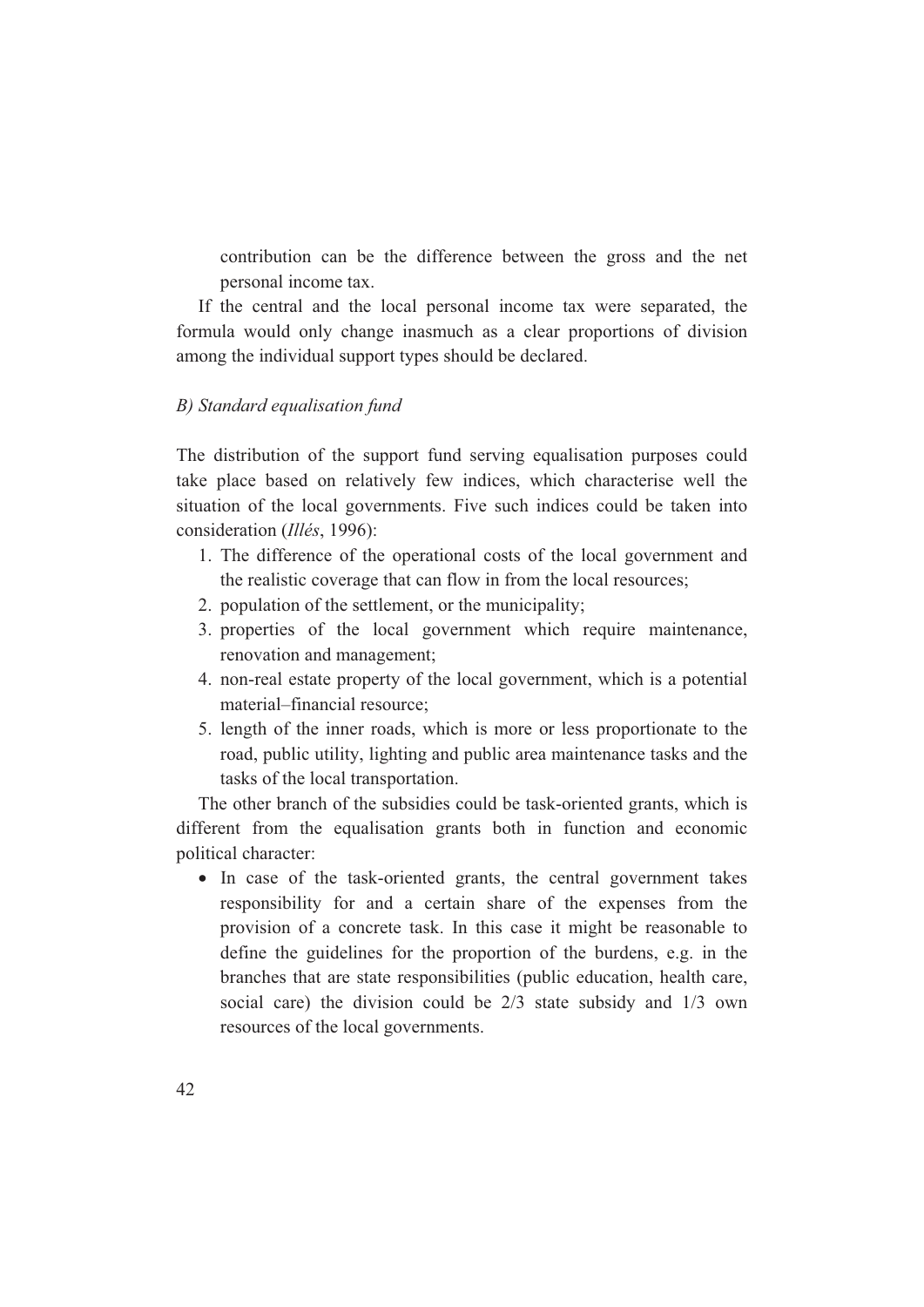contribution can be the difference between the gross and the net personal income tax.

If the central and the local personal income tax were separated, the formula would only change inasmuch as a clear proportions of division among the individual support types should be declared.

*B) Standard equalisation fund*

The distribution of the support fund serving equalisation purposes could take place based on relatively few indices, which characterise well the situation of the local governments. Five such indices could be taken into consideration (*Illés*, 1996):

1. The difference of the operational costs of the local government and the realistic coverage that can flow in from the local resources;
2. population of the settlement, or the municipality;
3. properties of the local government which require maintenance, renovation and management;
4. non-real estate property of the local government, which is a potential material–financial resource;
5. length of the inner roads, which is more or less proportionate to the road, public utility, lighting and public area maintenance tasks and the tasks of the local transportation.

The other branch of the subsidies could be task-oriented grants, which is different from the equalisation grants both in function and economic political character:

- In case of the task-oriented grants, the central government takes responsibility for and a certain share of the expenses from the provision of a concrete task. In this case it might be reasonable to define the guidelines for the proportion of the burdens, e.g. in the branches that are state responsibilities (public education, health care, social care) the division could be 2/3 state subsidy and 1/3 own resources of the local governments.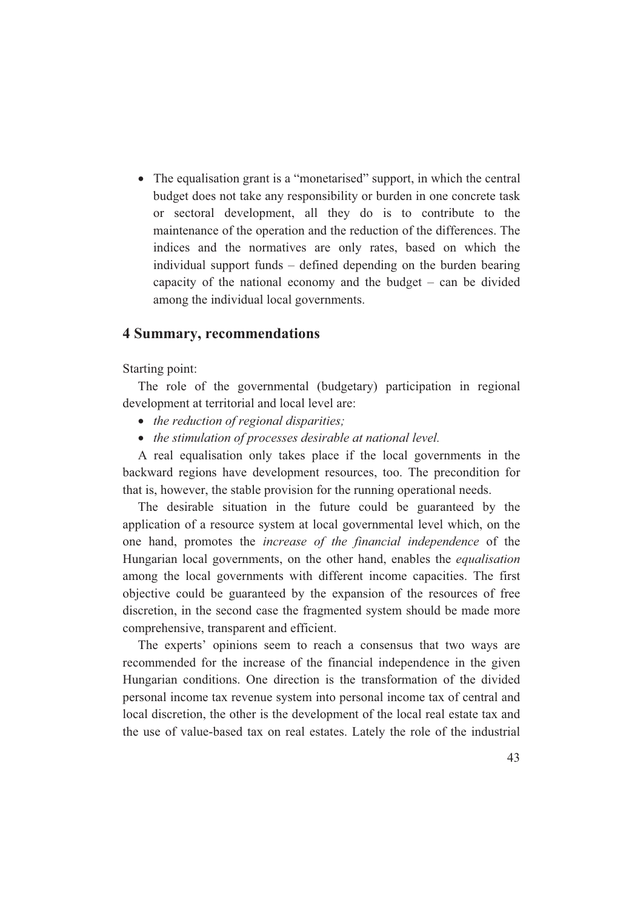- The equalisation grant is a "monetarised" support, in which the central budget does not take any responsibility or burden in one concrete task or sectoral development, all they do is to contribute to the maintenance of the operation and the reduction of the differences. The indices and the normatives are only rates, based on which the individual support funds – defined depending on the burden bearing capacity of the national economy and the budget – can be divided among the individual local governments.

## 4 Summary, recommendations

Starting point:

The role of the governmental (budgetary) participation in regional development at territorial and local level are:

- *the reduction of regional disparities;*
- *the stimulation of processes desirable at national level.*

A real equalisation only takes place if the local governments in the backward regions have development resources, too. The precondition for that is, however, the stable provision for the running operational needs.

The desirable situation in the future could be guaranteed by the application of a resource system at local governmental level which, on the one hand, promotes the *increase of the financial independence* of the Hungarian local governments, on the other hand, enables the *equalisation* among the local governments with different income capacities. The first objective could be guaranteed by the expansion of the resources of free discretion, in the second case the fragmented system should be made more comprehensive, transparent and efficient.

The experts' opinions seem to reach a consensus that two ways are recommended for the increase of the financial independence in the given Hungarian conditions. One direction is the transformation of the divided personal income tax revenue system into personal income tax of central and local discretion, the other is the development of the local real estate tax and the use of value-based tax on real estates. Lately the role of the industrial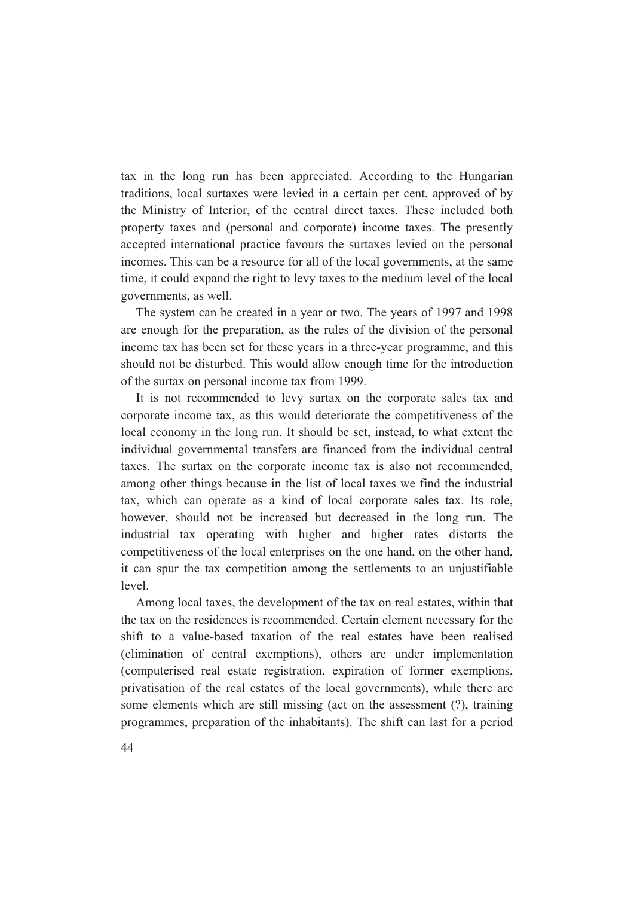tax in the long run has been appreciated. According to the Hungarian traditions, local surtaxes were levied in a certain per cent, approved of by the Ministry of Interior, of the central direct taxes. These included both property taxes and (personal and corporate) income taxes. The presently accepted international practice favours the surtaxes levied on the personal incomes. This can be a resource for all of the local governments, at the same time, it could expand the right to levy taxes to the medium level of the local governments, as well.

The system can be created in a year or two. The years of 1997 and 1998 are enough for the preparation, as the rules of the division of the personal income tax has been set for these years in a three-year programme, and this should not be disturbed. This would allow enough time for the introduction of the surtax on personal income tax from 1999.

It is not recommended to levy surtax on the corporate sales tax and corporate income tax, as this would deteriorate the competitiveness of the local economy in the long run. It should be set, instead, to what extent the individual governmental transfers are financed from the individual central taxes. The surtax on the corporate income tax is also not recommended, among other things because in the list of local taxes we find the industrial tax, which can operate as a kind of local corporate sales tax. Its role, however, should not be increased but decreased in the long run. The industrial tax operating with higher and higher rates distorts the competitiveness of the local enterprises on the one hand, on the other hand, it can spur the tax competition among the settlements to an unjustifiable level.

Among local taxes, the development of the tax on real estates, within that the tax on the residences is recommended. Certain element necessary for the shift to a value-based taxation of the real estates have been realised (elimination of central exemptions), others are under implementation (computerised real estate registration, expiration of former exemptions, privatisation of the real estates of the local governments), while there are some elements which are still missing (act on the assessment (?), training programmes, preparation of the inhabitants). The shift can last for a period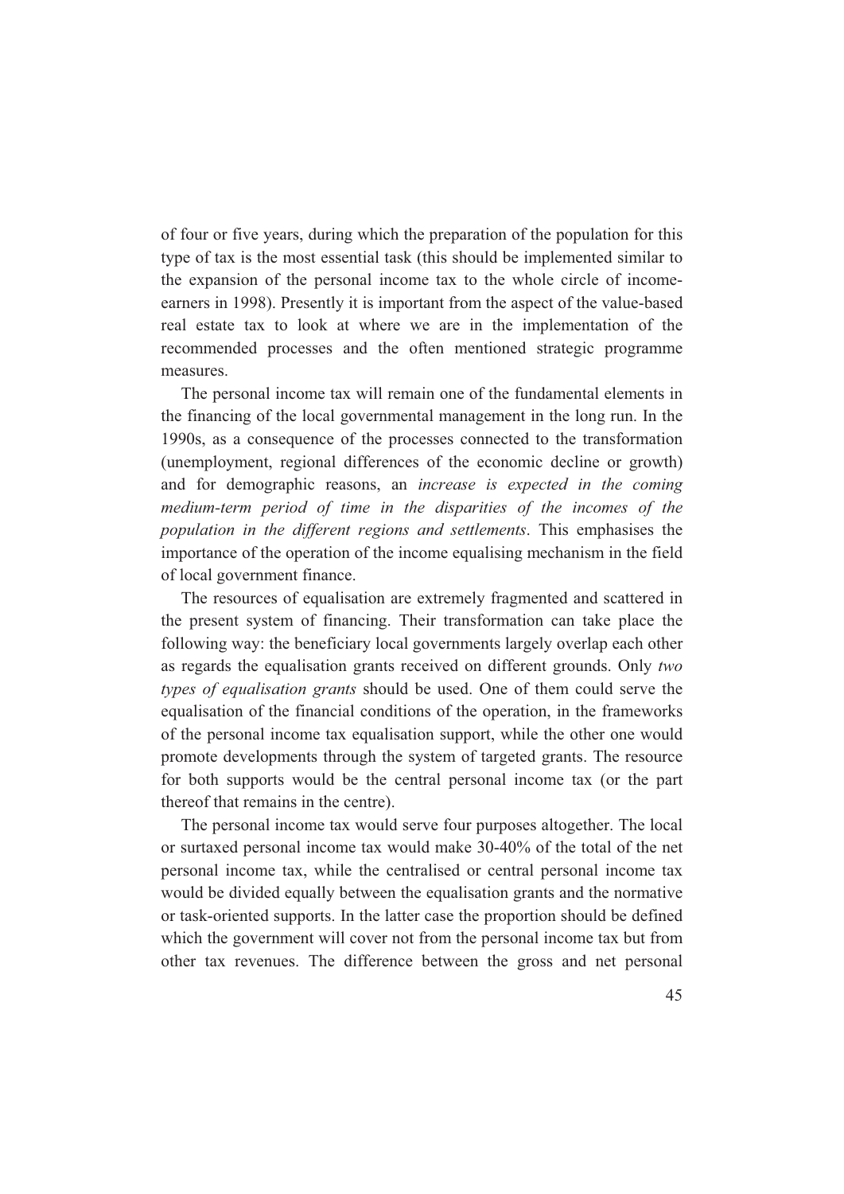of four or five years, during which the preparation of the population for this type of tax is the most essential task (this should be implemented similar to the expansion of the personal income tax to the whole circle of income-earners in 1998). Presently it is important from the aspect of the value-based real estate tax to look at where we are in the implementation of the recommended processes and the often mentioned strategic programme measures.

The personal income tax will remain one of the fundamental elements in the financing of the local governmental management in the long run. In the 1990s, as a consequence of the processes connected to the transformation (unemployment, regional differences of the economic decline or growth) and for demographic reasons, an *increase is expected in the coming medium-term period of time in the disparities of the incomes of the population in the different regions and settlements*. This emphasises the importance of the operation of the income equalising mechanism in the field of local government finance.

The resources of equalisation are extremely fragmented and scattered in the present system of financing. Their transformation can take place the following way: the beneficiary local governments largely overlap each other as regards the equalisation grants received on different grounds. Only *two types of equalisation grants* should be used. One of them could serve the equalisation of the financial conditions of the operation, in the frameworks of the personal income tax equalisation support, while the other one would promote developments through the system of targeted grants. The resource for both supports would be the central personal income tax (or the part thereof that remains in the centre).

The personal income tax would serve four purposes altogether. The local or surtaxed personal income tax would make 30-40% of the total of the net personal income tax, while the centralised or central personal income tax would be divided equally between the equalisation grants and the normative or task-oriented supports. In the latter case the proportion should be defined which the government will cover not from the personal income tax but from other tax revenues. The difference between the gross and net personal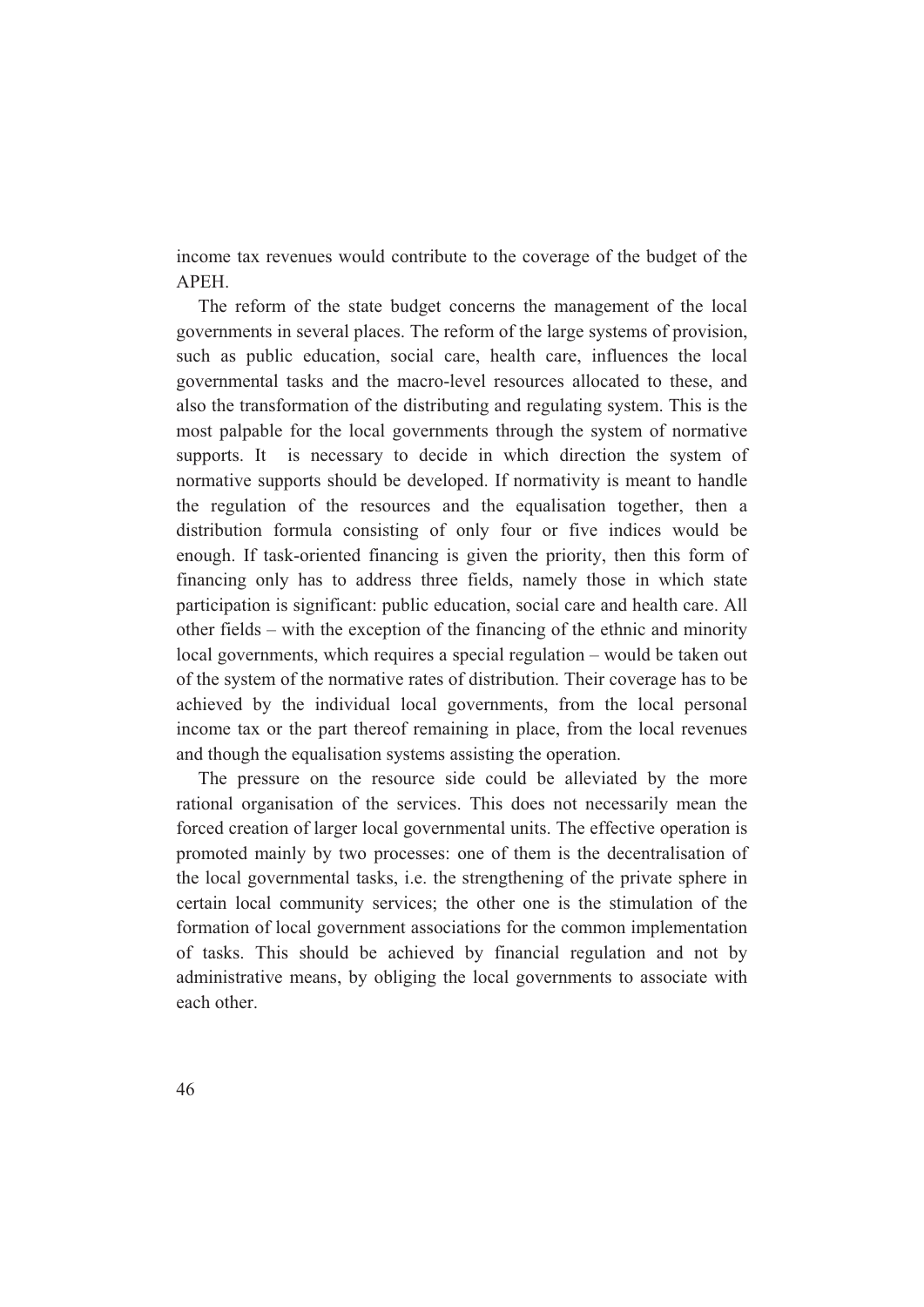income tax revenues would contribute to the coverage of the budget of the APEH.

The reform of the state budget concerns the management of the local governments in several places. The reform of the large systems of provision, such as public education, social care, health care, influences the local governmental tasks and the macro-level resources allocated to these, and also the transformation of the distributing and regulating system. This is the most palpable for the local governments through the system of normative supports. It is necessary to decide in which direction the system of normative supports should be developed. If normativity is meant to handle the regulation of the resources and the equalisation together, then a distribution formula consisting of only four or five indices would be enough. If task-oriented financing is given the priority, then this form of financing only has to address three fields, namely those in which state participation is significant: public education, social care and health care. All other fields – with the exception of the financing of the ethnic and minority local governments, which requires a special regulation – would be taken out of the system of the normative rates of distribution. Their coverage has to be achieved by the individual local governments, from the local personal income tax or the part thereof remaining in place, from the local revenues and though the equalisation systems assisting the operation.

The pressure on the resource side could be alleviated by the more rational organisation of the services. This does not necessarily mean the forced creation of larger local governmental units. The effective operation is promoted mainly by two processes: one of them is the decentralisation of the local governmental tasks, i.e. the strengthening of the private sphere in certain local community services; the other one is the stimulation of the formation of local government associations for the common implementation of tasks. This should be achieved by financial regulation and not by administrative means, by obliging the local governments to associate with each other.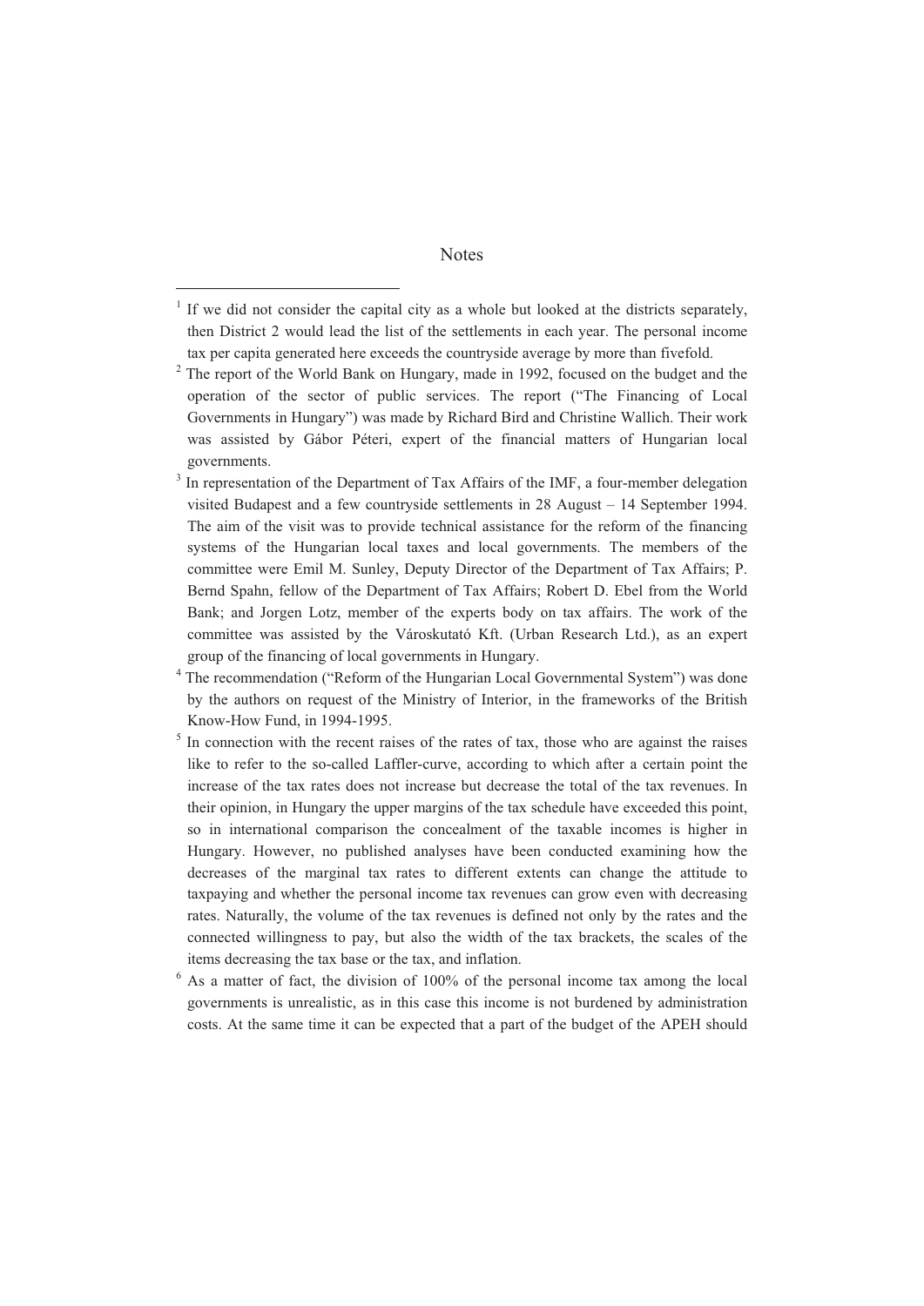# Notes

[1] If we did not consider the capital city as a whole but looked at the districts separately, then District 2 would lead the list of the settlements in each year. The personal income tax per capita generated here exceeds the countryside average by more than fivefold.

[2] The report of the World Bank on Hungary, made in 1992, focused on the budget and the operation of the sector of public services. The report ("The Financing of Local Governments in Hungary") was made by Richard Bird and Christine Wallich. Their work was assisted by Gábor Péteri, expert of the financial matters of Hungarian local governments.

[3] In representation of the Department of Tax Affairs of the IMF, a four-member delegation visited Budapest and a few countryside settlements in 28 August – 14 September 1994. The aim of the visit was to provide technical assistance for the reform of the financing systems of the Hungarian local taxes and local governments. The members of the committee were Emil M. Sunley, Deputy Director of the Department of Tax Affairs; P. Bernd Spahn, fellow of the Department of Tax Affairs; Robert D. Ebel from the World Bank; and Jorgen Lotz, member of the experts body on tax affairs. The work of the committee was assisted by the Városkutató Kft. (Urban Research Ltd.), as an expert group of the financing of local governments in Hungary.

[4] The recommendation ("Reform of the Hungarian Local Governmental System") was done by the authors on request of the Ministry of Interior, in the frameworks of the British Know-How Fund, in 1994-1995.

[5] In connection with the recent raises of the rates of tax, those who are against the raises like to refer to the so-called Laffler-curve, according to which after a certain point the increase of the tax rates does not increase but decrease the total of the tax revenues. In their opinion, in Hungary the upper margins of the tax schedule have exceeded this point, so in international comparison the concealment of the taxable incomes is higher in Hungary. However, no published analyses have been conducted examining how the decreases of the marginal tax rates to different extents can change the attitude to taxpaying and whether the personal income tax revenues can grow even with decreasing rates. Naturally, the volume of the tax revenues is defined not only by the rates and the connected willingness to pay, but also the width of the tax brackets, the scales of the items decreasing the tax base or the tax, and inflation.

[6] As a matter of fact, the division of 100% of the personal income tax among the local governments is unrealistic, as in this case this income is not burdened by administration costs. At the same time it can be expected that a part of the budget of the APEH should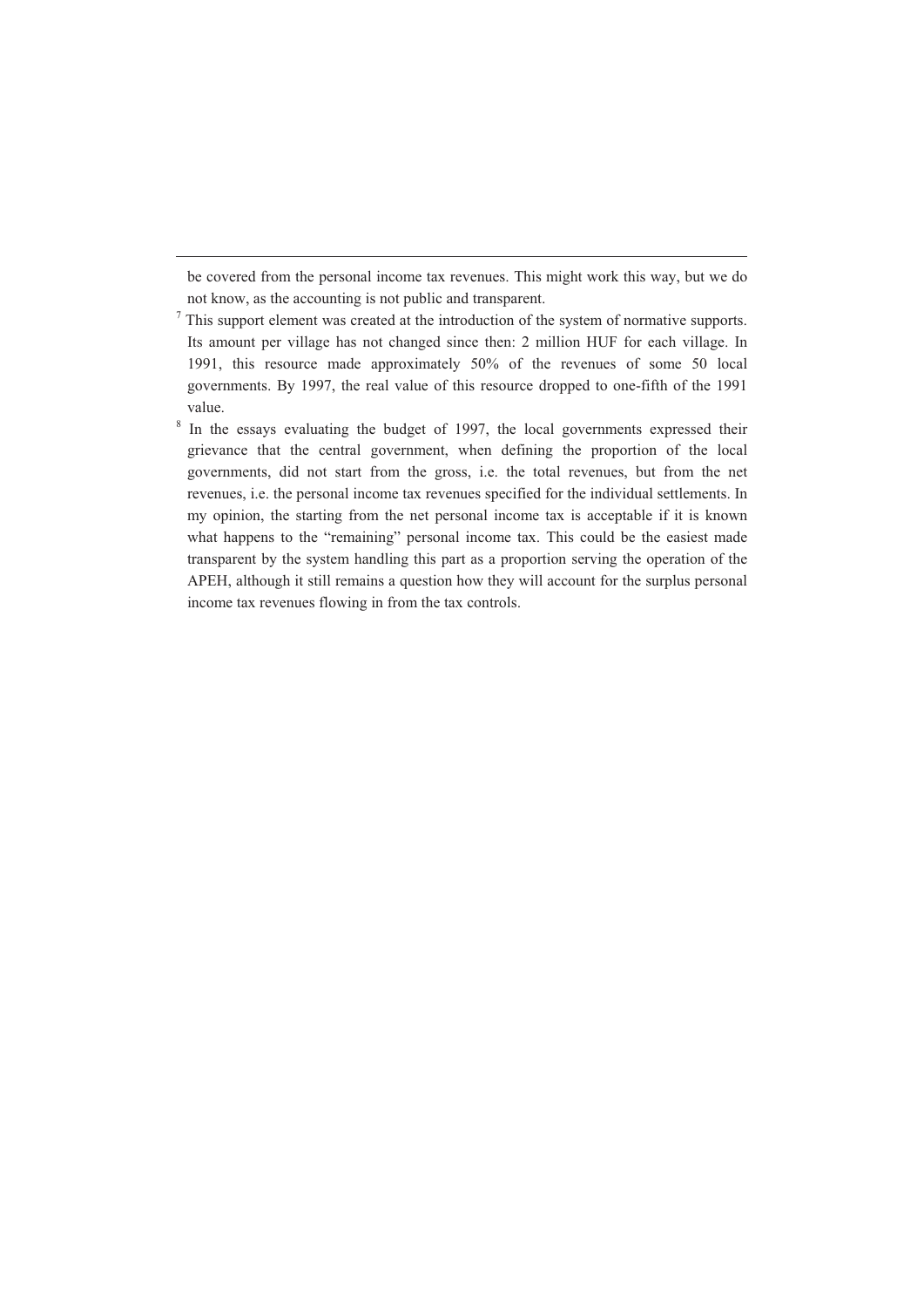be covered from the personal income tax revenues. This might work this way, but we do not know, as the accounting is not public and transparent.

[7] This support element was created at the introduction of the system of normative supports. Its amount per village has not changed since then: 2 million HUF for each village. In 1991, this resource made approximately 50% of the revenues of some 50 local governments. By 1997, the real value of this resource dropped to one-fifth of the 1991 value.

[8] In the essays evaluating the budget of 1997, the local governments expressed their grievance that the central government, when defining the proportion of the local governments, did not start from the gross, i.e. the total revenues, but from the net revenues, i.e. the personal income tax revenues specified for the individual settlements. In my opinion, the starting from the net personal income tax is acceptable if it is known what happens to the "remaining" personal income tax. This could be the easiest made transparent by the system handling this part as a proportion serving the operation of the APEH, although it still remains a question how they will account for the surplus personal income tax revenues flowing in from the tax controls.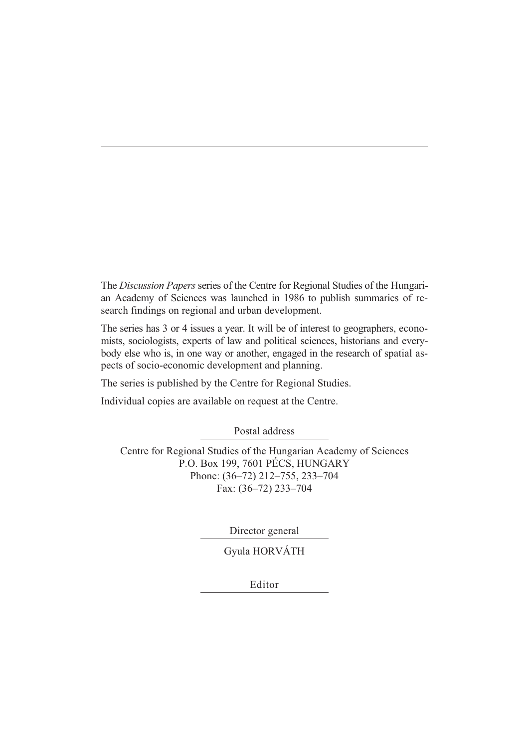The *Discussion Papers* series of the Centre for Regional Studies of the Hungarian Academy of Sciences was launched in 1986 to publish summaries of research findings on regional and urban development.

The series has 3 or 4 issues a year. It will be of interest to geographers, economists, sociologists, experts of law and political sciences, historians and everybody else who is, in one way or another, engaged in the research of spatial aspects of socio-economic development and planning.

The series is published by the Centre for Regional Studies.

Individual copies are available on request at the Centre.

Postal address

Centre for Regional Studies of the Hungarian Academy of Sciences
P.O. Box 199, 7601 PÉCS, HUNGARY
Phone: (36–72) 212–755, 233–704
Fax: (36–72) 233–704

Director general

Gyula HORVÁTH

Editor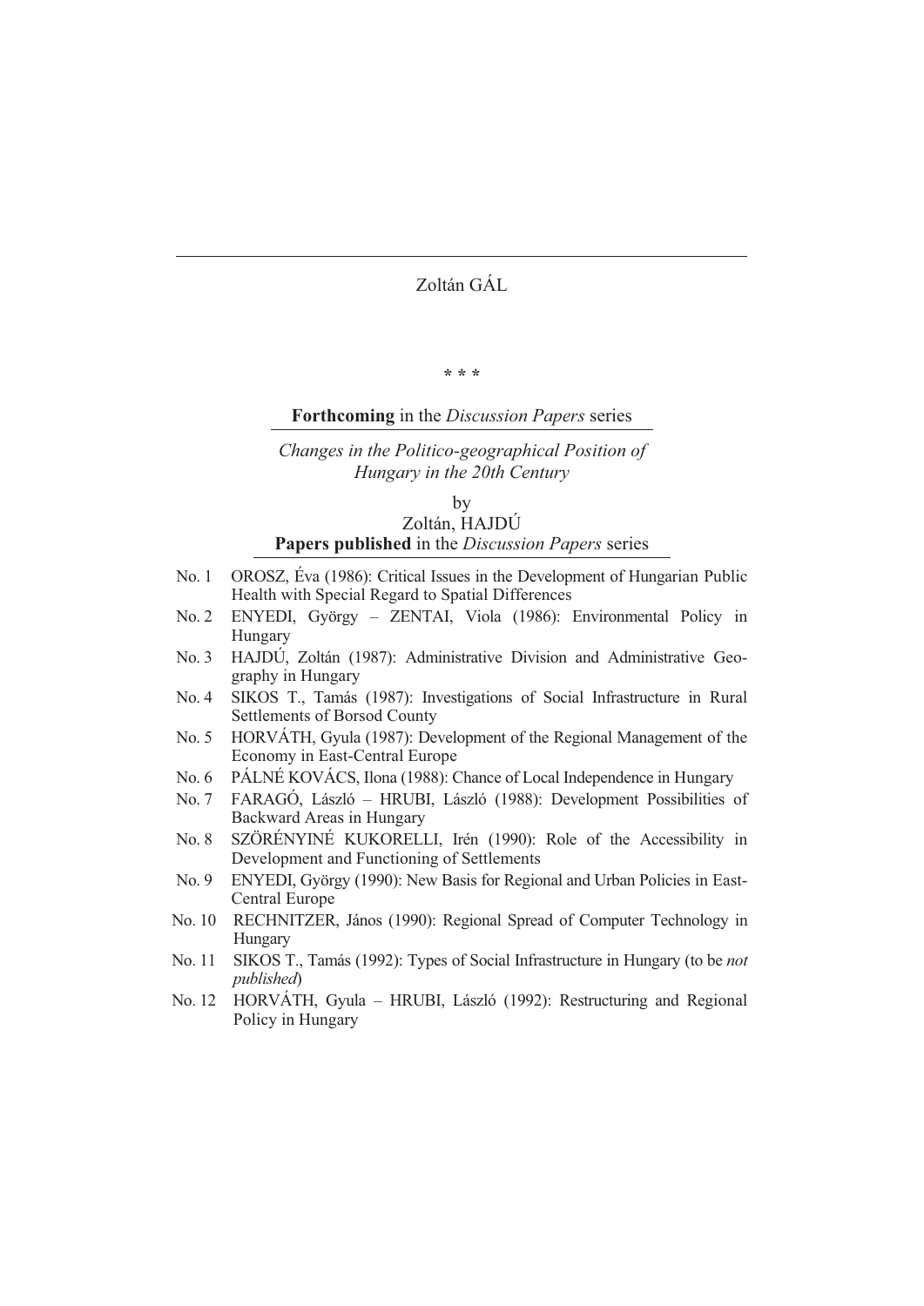Zoltán GÁL

\* \* \*

**Forthcoming** in the *Discussion Papers* series

*Changes in the Politico-geographical Position of Hungary in the 20th Century*

by
Zoltán, HAJDÚ

**Papers published** in the *Discussion Papers* series

- No. 1 OROSZ, Éva (1986): Critical Issues in the Development of Hungarian Public Health with Special Regard to Spatial Differences
- No. 2 ENYEDI, György – ZENTAI, Viola (1986): Environmental Policy in Hungary
- No. 3 HAJDÚ, Zoltán (1987): Administrative Division and Administrative Geography in Hungary
- No. 4 SIKOS T., Tamás (1987): Investigations of Social Infrastructure in Rural Settlements of Borsod County
- No. 5 HORVÁTH, Gyula (1987): Development of the Regional Management of the Economy in East-Central Europe
- No. 6 PÁLNÉ KOVÁCS, Ilona (1988): Chance of Local Independence in Hungary
- No. 7 FARAGÓ, László – HRUBI, László (1988): Development Possibilities of Backward Areas in Hungary
- No. 8 SZÖRÉNYINÉ KUKORELLI, Irén (1990): Role of the Accessibility in Development and Functioning of Settlements
- No. 9 ENYEDI, György (1990): New Basis for Regional and Urban Policies in East-Central Europe
- No. 10 RECHNITZER, János (1990): Regional Spread of Computer Technology in Hungary
- No. 11 SIKOS T., Tamás (1992): Types of Social Infrastructure in Hungary (to be *not published*)
- No. 12 HORVÁTH, Gyula – HRUBI, László (1992): Restructuring and Regional Policy in Hungary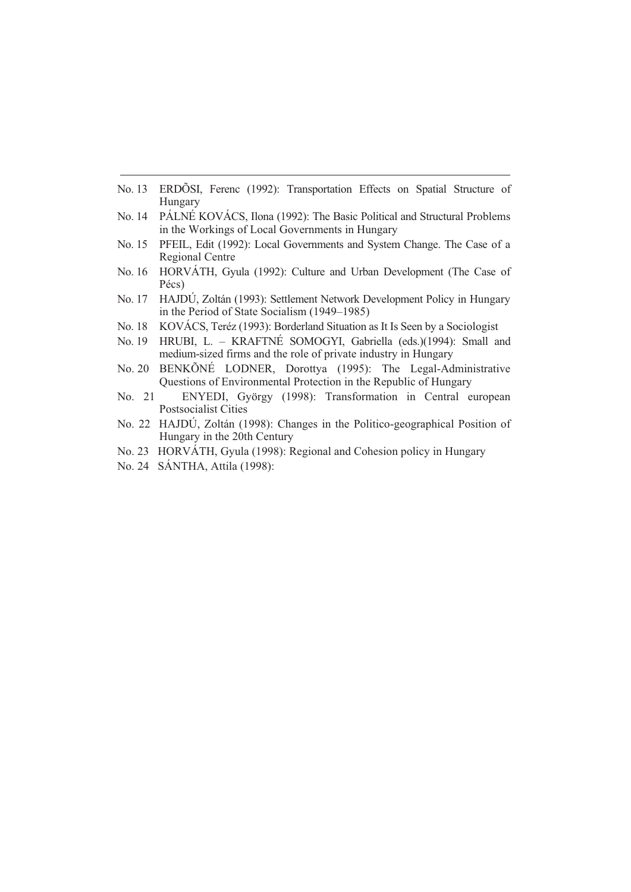No. 13 ERDÕSI, Ferenc (1992): Transportation Effects on Spatial Structure of Hungary

No. 14 PÁLNÉ KOVÁCS, Ilona (1992): The Basic Political and Structural Problems in the Workings of Local Governments in Hungary

No. 15 PFEIL, Edit (1992): Local Governments and System Change. The Case of a Regional Centre

No. 16 HORVÁTH, Gyula (1992): Culture and Urban Development (The Case of Pécs)

No. 17 HAJDÚ, Zoltán (1993): Settlement Network Development Policy in Hungary in the Period of State Socialism (1949–1985)

No. 18 KOVÁCS, Teréz (1993): Borderland Situation as It Is Seen by a Sociologist

No. 19 HRUBI, L. – KRAFTNÉ SOMOGYI, Gabriella (eds.)(1994): Small and medium-sized firms and the role of private industry in Hungary

No. 20 BENKÕNÉ LODNER, Dorottya (1995): The Legal-Administrative Questions of Environmental Protection in the Republic of Hungary

No. 21 ENYEDI, György (1998): Transformation in Central european Postsocialist Cities

No. 22 HAJDÚ, Zoltán (1998): Changes in the Politico-geographical Position of Hungary in the 20th Century

No. 23 HORVÁTH, Gyula (1998): Regional and Cohesion policy in Hungary

No. 24 SÁNTHA, Attila (1998):